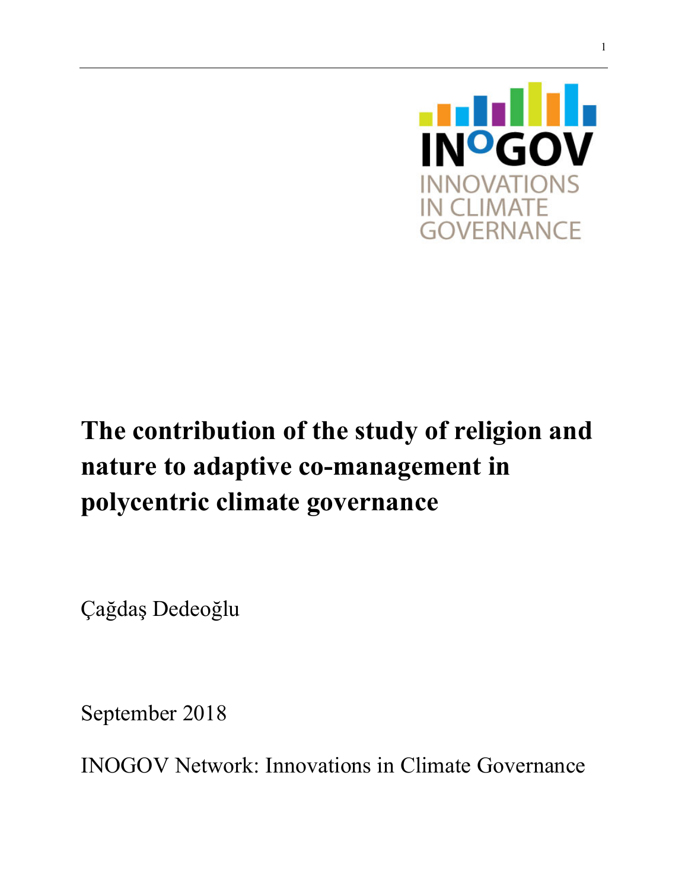INOGOV

INNOVATIONS IN CLIMATE GOVERNANCE

# The contribution of the study of religion and nature to adaptive co-management in polycentric climate governance

Çağdaş Dedeoğlu

September 2018

INOGOV Network: Innovations in Climate Governance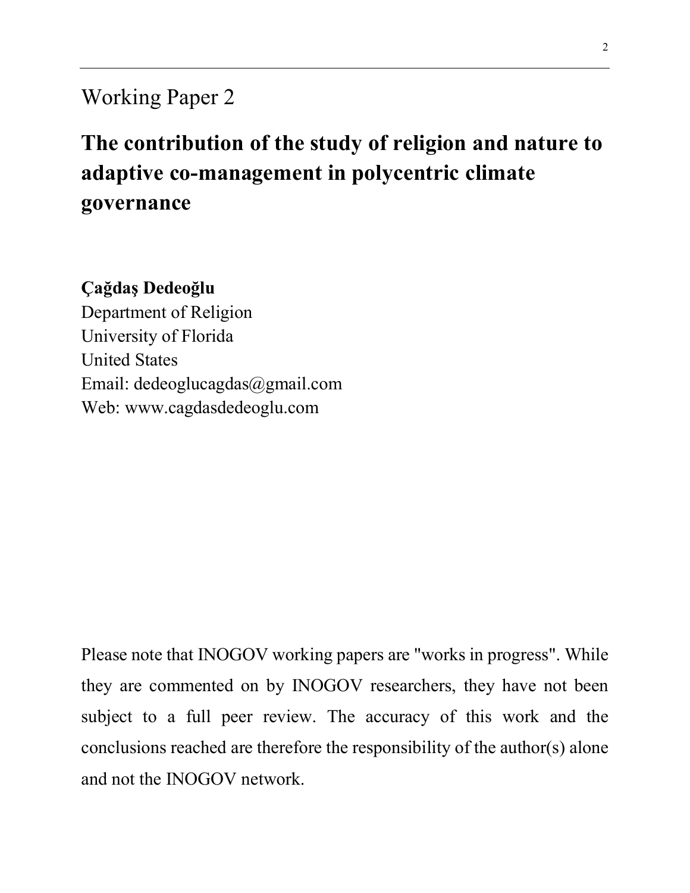Working Paper 2

# The contribution of the study of religion and nature to adaptive co-management in polycentric climate governance

**Çağdaş Dedeoğlu**
Department of Religion
University of Florida
United States
Email: dedeoglucagdas@gmail.com
Web: www.cagdasdedeoglu.com

Please note that INOGOV working papers are "works in progress". While they are commented on by INOGOV researchers, they have not been subject to a full peer review. The accuracy of this work and the conclusions reached are therefore the responsibility of the author(s) alone and not the INOGOV network.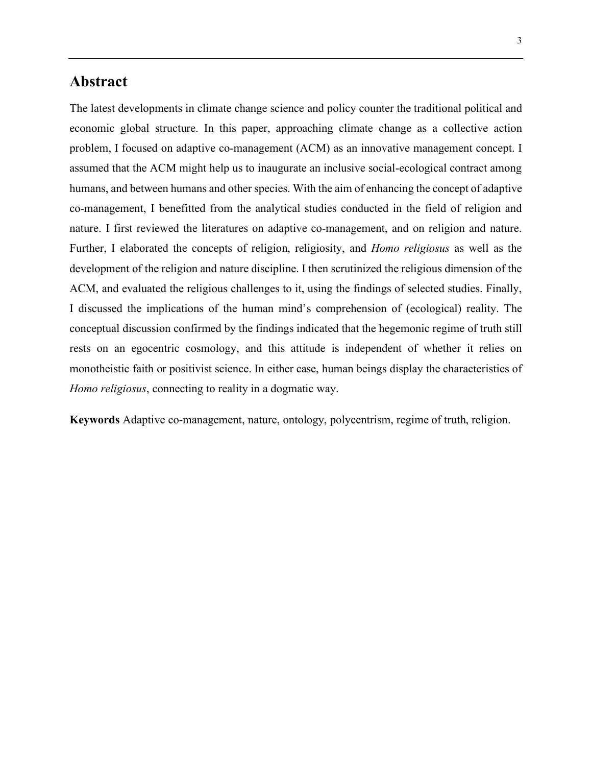## Abstract

The latest developments in climate change science and policy counter the traditional political and economic global structure. In this paper, approaching climate change as a collective action problem, I focused on adaptive co-management (ACM) as an innovative management concept. I assumed that the ACM might help us to inaugurate an inclusive social-ecological contract among humans, and between humans and other species. With the aim of enhancing the concept of adaptive co-management, I benefitted from the analytical studies conducted in the field of religion and nature. I first reviewed the literatures on adaptive co-management, and on religion and nature. Further, I elaborated the concepts of religion, religiosity, and *Homo religiosus* as well as the development of the religion and nature discipline. I then scrutinized the religious dimension of the ACM, and evaluated the religious challenges to it, using the findings of selected studies. Finally, I discussed the implications of the human mind's comprehension of (ecological) reality. The conceptual discussion confirmed by the findings indicated that the hegemonic regime of truth still rests on an egocentric cosmology, and this attitude is independent of whether it relies on monotheistic faith or positivist science. In either case, human beings display the characteristics of *Homo religiosus*, connecting to reality in a dogmatic way.

**Keywords** Adaptive co-management, nature, ontology, polycentrism, regime of truth, religion.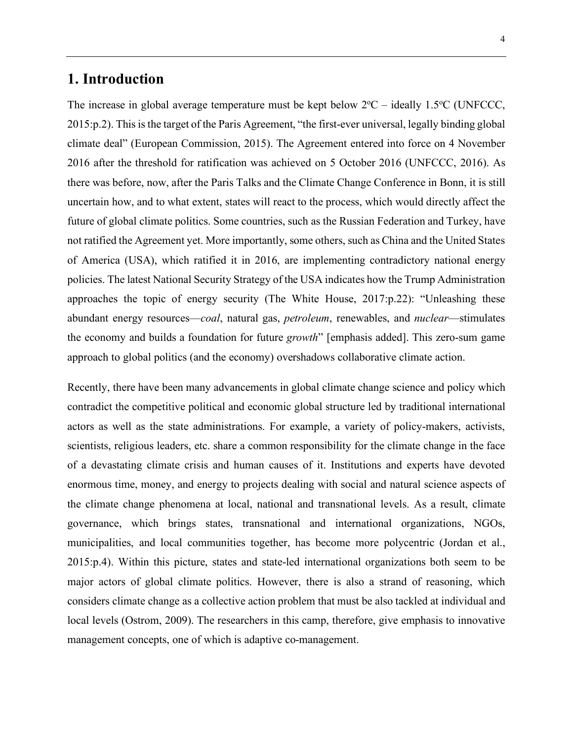# 1. Introduction

The increase in global average temperature must be kept below 2ºC – ideally 1.5ºC (UNFCCC, 2015:p.2). This is the target of the Paris Agreement, "the first-ever universal, legally binding global climate deal" (European Commission, 2015). The Agreement entered into force on 4 November 2016 after the threshold for ratification was achieved on 5 October 2016 (UNFCCC, 2016). As there was before, now, after the Paris Talks and the Climate Change Conference in Bonn, it is still uncertain how, and to what extent, states will react to the process, which would directly affect the future of global climate politics. Some countries, such as the Russian Federation and Turkey, have not ratified the Agreement yet. More importantly, some others, such as China and the United States of America (USA), which ratified it in 2016, are implementing contradictory national energy policies. The latest National Security Strategy of the USA indicates how the Trump Administration approaches the topic of energy security (The White House, 2017:p.22): "Unleashing these abundant energy resources—*coal*, natural gas, *petroleum*, renewables, and *nuclear*—stimulates the economy and builds a foundation for future *growth*" [emphasis added]. This zero-sum game approach to global politics (and the economy) overshadows collaborative climate action.

Recently, there have been many advancements in global climate change science and policy which contradict the competitive political and economic global structure led by traditional international actors as well as the state administrations. For example, a variety of policy-makers, activists, scientists, religious leaders, etc. share a common responsibility for the climate change in the face of a devastating climate crisis and human causes of it. Institutions and experts have devoted enormous time, money, and energy to projects dealing with social and natural science aspects of the climate change phenomena at local, national and transnational levels. As a result, climate governance, which brings states, transnational and international organizations, NGOs, municipalities, and local communities together, has become more polycentric (Jordan et al., 2015:p.4). Within this picture, states and state-led international organizations both seem to be major actors of global climate politics. However, there is also a strand of reasoning, which considers climate change as a collective action problem that must be also tackled at individual and local levels (Ostrom, 2009). The researchers in this camp, therefore, give emphasis to innovative management concepts, one of which is adaptive co-management.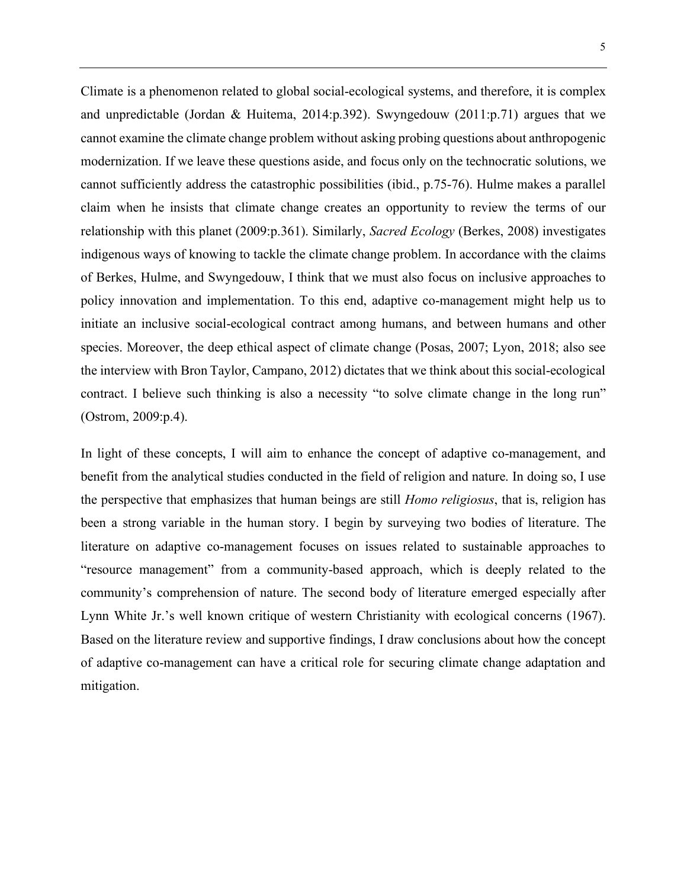Climate is a phenomenon related to global social-ecological systems, and therefore, it is complex and unpredictable (Jordan & Huitema, 2014:p.392). Swyngedouw (2011:p.71) argues that we cannot examine the climate change problem without asking probing questions about anthropogenic modernization. If we leave these questions aside, and focus only on the technocratic solutions, we cannot sufficiently address the catastrophic possibilities (ibid., p.75-76). Hulme makes a parallel claim when he insists that climate change creates an opportunity to review the terms of our relationship with this planet (2009:p.361). Similarly, *Sacred Ecology* (Berkes, 2008) investigates indigenous ways of knowing to tackle the climate change problem. In accordance with the claims of Berkes, Hulme, and Swyngedouw, I think that we must also focus on inclusive approaches to policy innovation and implementation. To this end, adaptive co-management might help us to initiate an inclusive social-ecological contract among humans, and between humans and other species. Moreover, the deep ethical aspect of climate change (Posas, 2007; Lyon, 2018; also see the interview with Bron Taylor, Campano, 2012) dictates that we think about this social-ecological contract. I believe such thinking is also a necessity "to solve climate change in the long run" (Ostrom, 2009:p.4).

In light of these concepts, I will aim to enhance the concept of adaptive co-management, and benefit from the analytical studies conducted in the field of religion and nature. In doing so, I use the perspective that emphasizes that human beings are still *Homo religiosus*, that is, religion has been a strong variable in the human story. I begin by surveying two bodies of literature. The literature on adaptive co-management focuses on issues related to sustainable approaches to "resource management" from a community-based approach, which is deeply related to the community's comprehension of nature. The second body of literature emerged especially after Lynn White Jr.'s well known critique of western Christianity with ecological concerns (1967). Based on the literature review and supportive findings, I draw conclusions about how the concept of adaptive co-management can have a critical role for securing climate change adaptation and mitigation.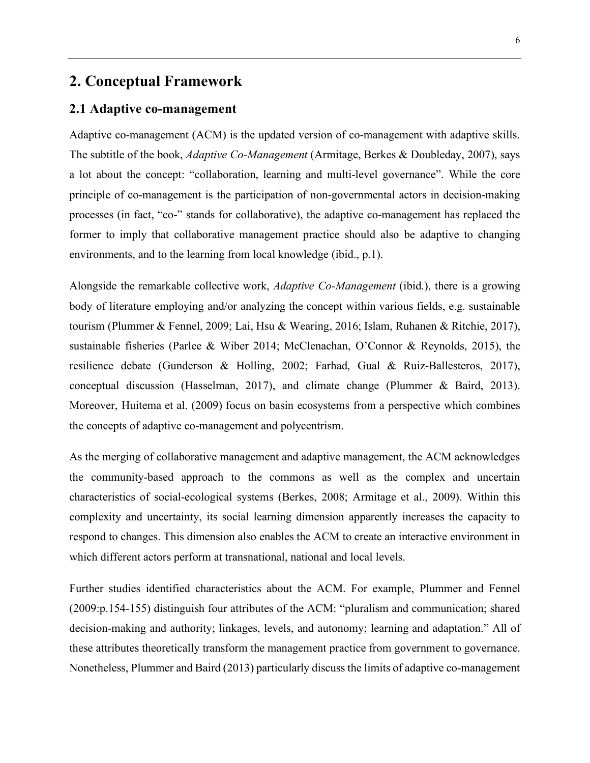## 2. Conceptual Framework

### 2.1 Adaptive co-management

Adaptive co-management (ACM) is the updated version of co-management with adaptive skills. The subtitle of the book, *Adaptive Co-Management* (Armitage, Berkes & Doubleday, 2007), says a lot about the concept: "collaboration, learning and multi-level governance". While the core principle of co-management is the participation of non-governmental actors in decision-making processes (in fact, "co-" stands for collaborative), the adaptive co-management has replaced the former to imply that collaborative management practice should also be adaptive to changing environments, and to the learning from local knowledge (ibid., p.1).

Alongside the remarkable collective work, *Adaptive Co-Management* (ibid.), there is a growing body of literature employing and/or analyzing the concept within various fields, e.g. sustainable tourism (Plummer & Fennel, 2009; Lai, Hsu & Wearing, 2016; Islam, Ruhanen & Ritchie, 2017), sustainable fisheries (Parlee & Wiber 2014; McClenachan, O'Connor & Reynolds, 2015), the resilience debate (Gunderson & Holling, 2002; Farhad, Gual & Ruiz-Ballesteros, 2017), conceptual discussion (Hasselman, 2017), and climate change (Plummer & Baird, 2013). Moreover, Huitema et al. (2009) focus on basin ecosystems from a perspective which combines the concepts of adaptive co-management and polycentrism.

As the merging of collaborative management and adaptive management, the ACM acknowledges the community-based approach to the commons as well as the complex and uncertain characteristics of social-ecological systems (Berkes, 2008; Armitage et al., 2009). Within this complexity and uncertainty, its social learning dimension apparently increases the capacity to respond to changes. This dimension also enables the ACM to create an interactive environment in which different actors perform at transnational, national and local levels.

Further studies identified characteristics about the ACM. For example, Plummer and Fennel (2009:p.154-155) distinguish four attributes of the ACM: "pluralism and communication; shared decision-making and authority; linkages, levels, and autonomy; learning and adaptation." All of these attributes theoretically transform the management practice from government to governance. Nonetheless, Plummer and Baird (2013) particularly discuss the limits of adaptive co-management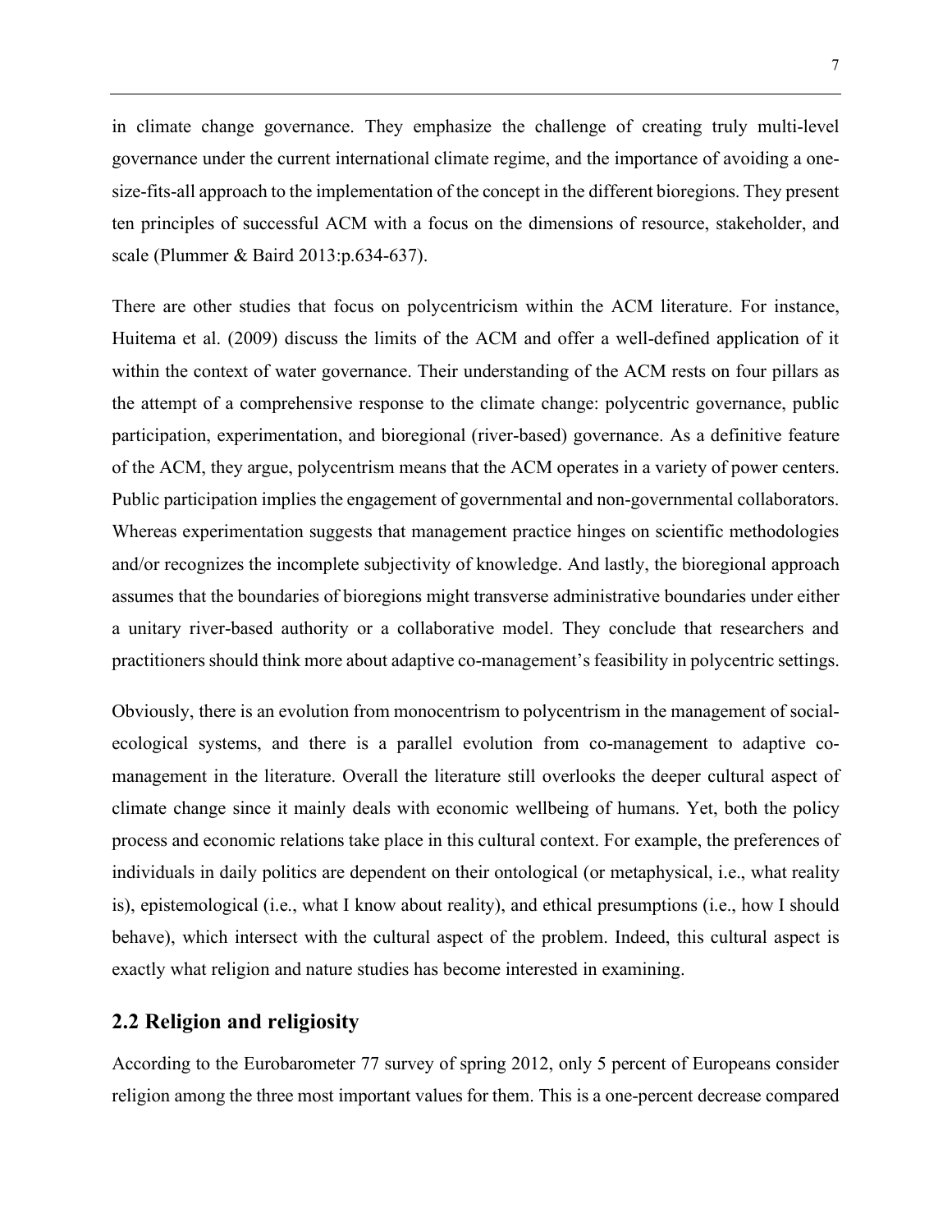in climate change governance. They emphasize the challenge of creating truly multi-level governance under the current international climate regime, and the importance of avoiding a one-size-fits-all approach to the implementation of the concept in the different bioregions. They present ten principles of successful ACM with a focus on the dimensions of resource, stakeholder, and scale (Plummer & Baird 2013:p.634-637).

There are other studies that focus on polycentricism within the ACM literature. For instance, Huitema et al. (2009) discuss the limits of the ACM and offer a well-defined application of it within the context of water governance. Their understanding of the ACM rests on four pillars as the attempt of a comprehensive response to the climate change: polycentric governance, public participation, experimentation, and bioregional (river-based) governance. As a definitive feature of the ACM, they argue, polycentrism means that the ACM operates in a variety of power centers. Public participation implies the engagement of governmental and non-governmental collaborators. Whereas experimentation suggests that management practice hinges on scientific methodologies and/or recognizes the incomplete subjectivity of knowledge. And lastly, the bioregional approach assumes that the boundaries of bioregions might transverse administrative boundaries under either a unitary river-based authority or a collaborative model. They conclude that researchers and practitioners should think more about adaptive co-management's feasibility in polycentric settings.

Obviously, there is an evolution from monocentrism to polycentrism in the management of social-ecological systems, and there is a parallel evolution from co-management to adaptive co-management in the literature. Overall the literature still overlooks the deeper cultural aspect of climate change since it mainly deals with economic wellbeing of humans. Yet, both the policy process and economic relations take place in this cultural context. For example, the preferences of individuals in daily politics are dependent on their ontological (or metaphysical, i.e., what reality is), epistemological (i.e., what I know about reality), and ethical presumptions (i.e., how I should behave), which intersect with the cultural aspect of the problem. Indeed, this cultural aspect is exactly what religion and nature studies has become interested in examining.

## 2.2 Religion and religiosity

According to the Eurobarometer 77 survey of spring 2012, only 5 percent of Europeans consider religion among the three most important values for them. This is a one-percent decrease compared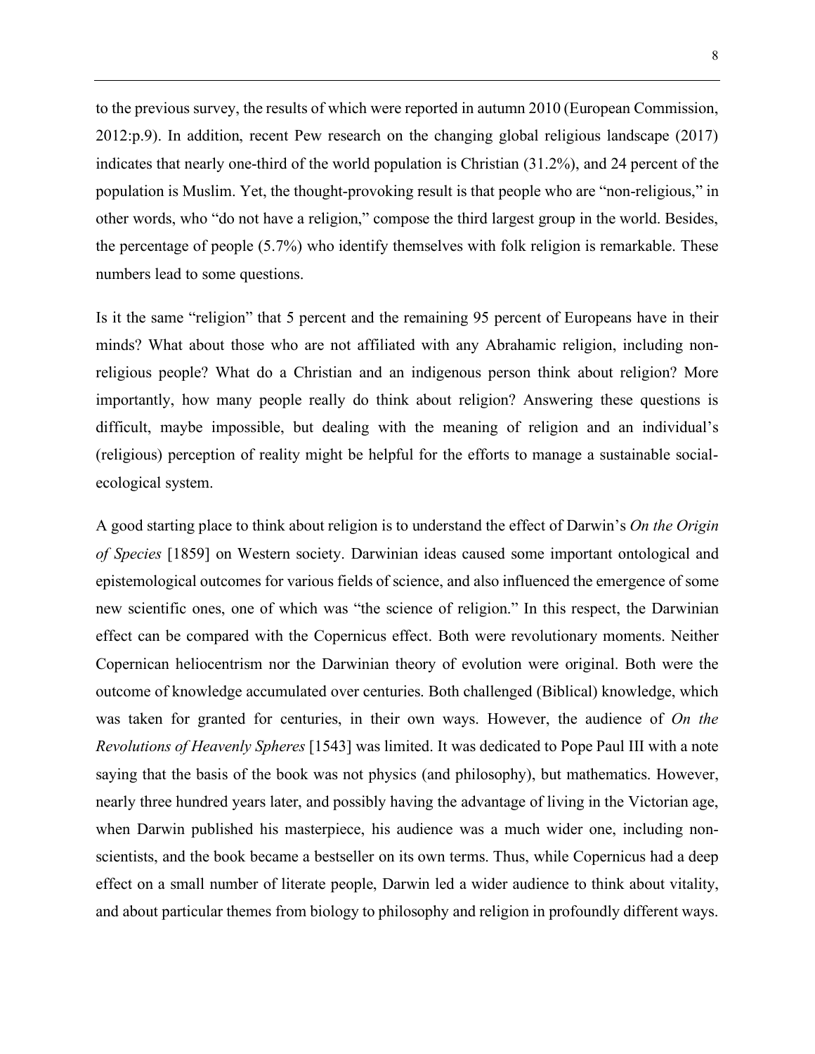to the previous survey, the results of which were reported in autumn 2010 (European Commission, 2012:p.9). In addition, recent Pew research on the changing global religious landscape (2017) indicates that nearly one-third of the world population is Christian (31.2%), and 24 percent of the population is Muslim. Yet, the thought-provoking result is that people who are "non-religious," in other words, who "do not have a religion," compose the third largest group in the world. Besides, the percentage of people (5.7%) who identify themselves with folk religion is remarkable. These numbers lead to some questions.

Is it the same "religion" that 5 percent and the remaining 95 percent of Europeans have in their minds? What about those who are not affiliated with any Abrahamic religion, including non-religious people? What do a Christian and an indigenous person think about religion? More importantly, how many people really do think about religion? Answering these questions is difficult, maybe impossible, but dealing with the meaning of religion and an individual's (religious) perception of reality might be helpful for the efforts to manage a sustainable social-ecological system.

A good starting place to think about religion is to understand the effect of Darwin's *On the Origin of Species* [1859] on Western society. Darwinian ideas caused some important ontological and epistemological outcomes for various fields of science, and also influenced the emergence of some new scientific ones, one of which was "the science of religion." In this respect, the Darwinian effect can be compared with the Copernicus effect. Both were revolutionary moments. Neither Copernican heliocentrism nor the Darwinian theory of evolution were original. Both were the outcome of knowledge accumulated over centuries. Both challenged (Biblical) knowledge, which was taken for granted for centuries, in their own ways. However, the audience of *On the Revolutions of Heavenly Spheres* [1543] was limited. It was dedicated to Pope Paul III with a note saying that the basis of the book was not physics (and philosophy), but mathematics. However, nearly three hundred years later, and possibly having the advantage of living in the Victorian age, when Darwin published his masterpiece, his audience was a much wider one, including non-scientists, and the book became a bestseller on its own terms. Thus, while Copernicus had a deep effect on a small number of literate people, Darwin led a wider audience to think about vitality, and about particular themes from biology to philosophy and religion in profoundly different ways.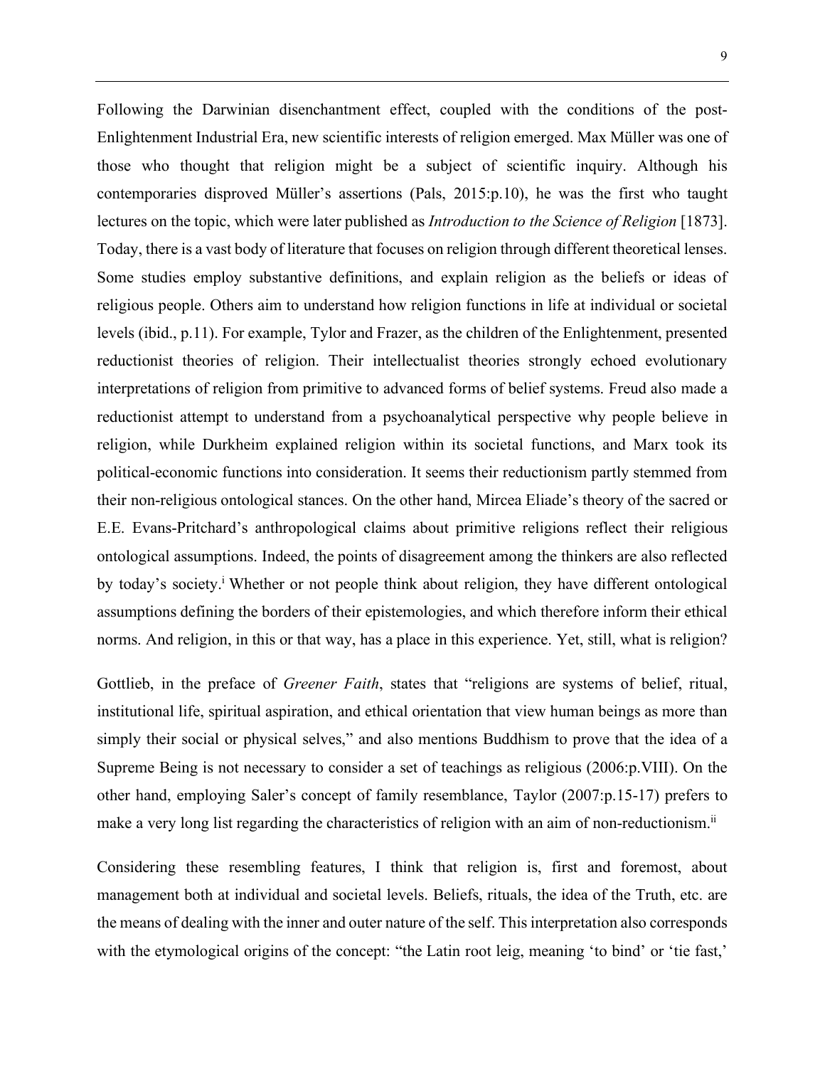Following the Darwinian disenchantment effect, coupled with the conditions of the post-Enlightenment Industrial Era, new scientific interests of religion emerged. Max Müller was one of those who thought that religion might be a subject of scientific inquiry. Although his contemporaries disproved Müller's assertions (Pals, 2015:p.10), he was the first who taught lectures on the topic, which were later published as *Introduction to the Science of Religion* [1873]. Today, there is a vast body of literature that focuses on religion through different theoretical lenses. Some studies employ substantive definitions, and explain religion as the beliefs or ideas of religious people. Others aim to understand how religion functions in life at individual or societal levels (ibid., p.11). For example, Tylor and Frazer, as the children of the Enlightenment, presented reductionist theories of religion. Their intellectualist theories strongly echoed evolutionary interpretations of religion from primitive to advanced forms of belief systems. Freud also made a reductionist attempt to understand from a psychoanalytical perspective why people believe in religion, while Durkheim explained religion within its societal functions, and Marx took its political-economic functions into consideration. It seems their reductionism partly stemmed from their non-religious ontological stances. On the other hand, Mircea Eliade's theory of the sacred or E.E. Evans-Pritchard's anthropological claims about primitive religions reflect their religious ontological assumptions. Indeed, the points of disagreement among the thinkers are also reflected by today's society.[i] Whether or not people think about religion, they have different ontological assumptions defining the borders of their epistemologies, and which therefore inform their ethical norms. And religion, in this or that way, has a place in this experience. Yet, still, what is religion?

Gottlieb, in the preface of *Greener Faith*, states that "religions are systems of belief, ritual, institutional life, spiritual aspiration, and ethical orientation that view human beings as more than simply their social or physical selves," and also mentions Buddhism to prove that the idea of a Supreme Being is not necessary to consider a set of teachings as religious (2006:p.VIII). On the other hand, employing Saler's concept of family resemblance, Taylor (2007:p.15-17) prefers to make a very long list regarding the characteristics of religion with an aim of non-reductionism.[ii]

Considering these resembling features, I think that religion is, first and foremost, about management both at individual and societal levels. Beliefs, rituals, the idea of the Truth, etc. are the means of dealing with the inner and outer nature of the self. This interpretation also corresponds with the etymological origins of the concept: "the Latin root leig, meaning 'to bind' or 'tie fast,'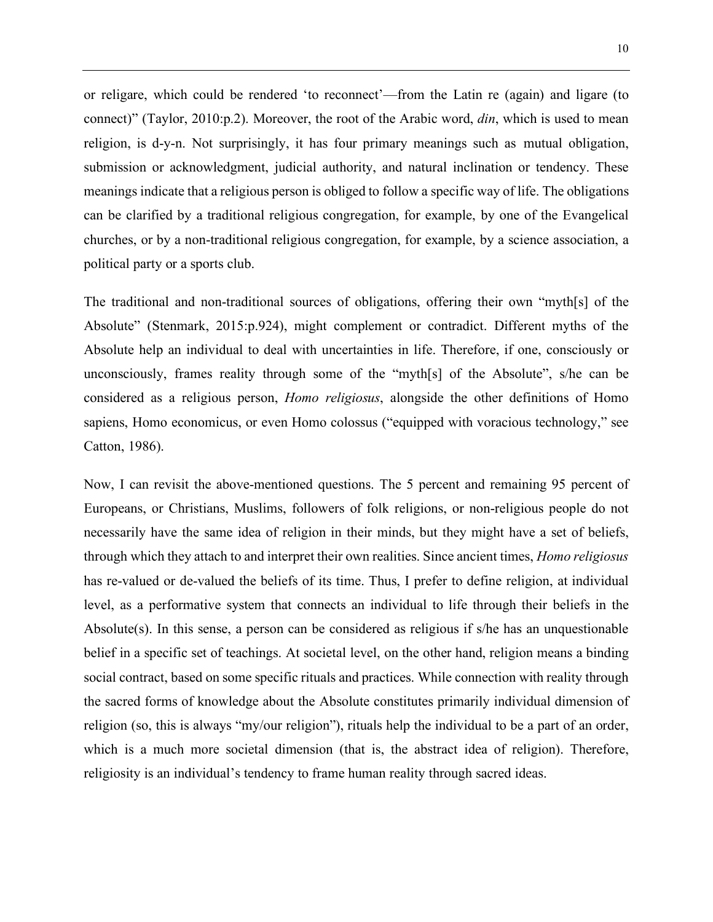or religare, which could be rendered 'to reconnect'—from the Latin re (again) and ligare (to connect)" (Taylor, 2010:p.2). Moreover, the root of the Arabic word, *din*, which is used to mean religion, is d-y-n. Not surprisingly, it has four primary meanings such as mutual obligation, submission or acknowledgment, judicial authority, and natural inclination or tendency. These meanings indicate that a religious person is obliged to follow a specific way of life. The obligations can be clarified by a traditional religious congregation, for example, by one of the Evangelical churches, or by a non-traditional religious congregation, for example, by a science association, a political party or a sports club.

The traditional and non-traditional sources of obligations, offering their own "myth[s] of the Absolute" (Stenmark, 2015:p.924), might complement or contradict. Different myths of the Absolute help an individual to deal with uncertainties in life. Therefore, if one, consciously or unconsciously, frames reality through some of the "myth[s] of the Absolute", s/he can be considered as a religious person, *Homo religiosus*, alongside the other definitions of Homo sapiens, Homo economicus, or even Homo colossus ("equipped with voracious technology," see Catton, 1986).

Now, I can revisit the above-mentioned questions. The 5 percent and remaining 95 percent of Europeans, or Christians, Muslims, followers of folk religions, or non-religious people do not necessarily have the same idea of religion in their minds, but they might have a set of beliefs, through which they attach to and interpret their own realities. Since ancient times, *Homo religiosus* has re-valued or de-valued the beliefs of its time. Thus, I prefer to define religion, at individual level, as a performative system that connects an individual to life through their beliefs in the Absolute(s). In this sense, a person can be considered as religious if s/he has an unquestionable belief in a specific set of teachings. At societal level, on the other hand, religion means a binding social contract, based on some specific rituals and practices. While connection with reality through the sacred forms of knowledge about the Absolute constitutes primarily individual dimension of religion (so, this is always "my/our religion"), rituals help the individual to be a part of an order, which is a much more societal dimension (that is, the abstract idea of religion). Therefore, religiosity is an individual's tendency to frame human reality through sacred ideas.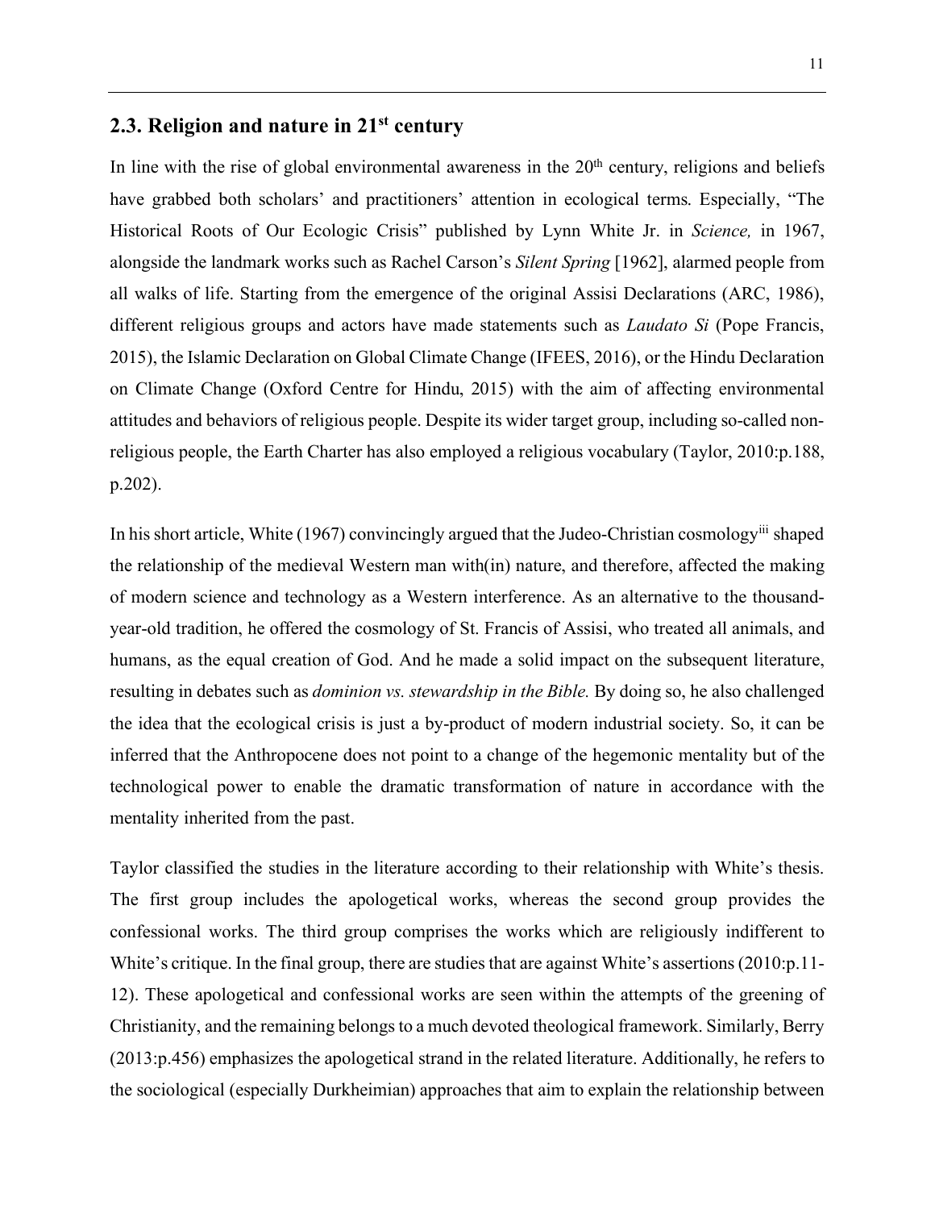## 2.3. Religion and nature in 21st century

In line with the rise of global environmental awareness in the 20th century, religions and beliefs have grabbed both scholars' and practitioners' attention in ecological terms. Especially, "The Historical Roots of Our Ecologic Crisis" published by Lynn White Jr. in *Science,* in 1967, alongside the landmark works such as Rachel Carson's *Silent Spring* [1962], alarmed people from all walks of life. Starting from the emergence of the original Assisi Declarations (ARC, 1986), different religious groups and actors have made statements such as *Laudato Si* (Pope Francis, 2015), the Islamic Declaration on Global Climate Change (IFEES, 2016), or the Hindu Declaration on Climate Change (Oxford Centre for Hindu, 2015) with the aim of affecting environmental attitudes and behaviors of religious people. Despite its wider target group, including so-called non-religious people, the Earth Charter has also employed a religious vocabulary (Taylor, 2010:p.188, p.202).

In his short article, White (1967) convincingly argued that the Judeo-Christian cosmology[iii] shaped the relationship of the medieval Western man with(in) nature, and therefore, affected the making of modern science and technology as a Western interference. As an alternative to the thousand-year-old tradition, he offered the cosmology of St. Francis of Assisi, who treated all animals, and humans, as the equal creation of God. And he made a solid impact on the subsequent literature, resulting in debates such as *dominion vs. stewardship in the Bible.* By doing so, he also challenged the idea that the ecological crisis is just a by-product of modern industrial society. So, it can be inferred that the Anthropocene does not point to a change of the hegemonic mentality but of the technological power to enable the dramatic transformation of nature in accordance with the mentality inherited from the past.

Taylor classified the studies in the literature according to their relationship with White's thesis. The first group includes the apologetical works, whereas the second group provides the confessional works. The third group comprises the works which are religiously indifferent to White's critique. In the final group, there are studies that are against White's assertions (2010:p.11-12). These apologetical and confessional works are seen within the attempts of the greening of Christianity, and the remaining belongs to a much devoted theological framework. Similarly, Berry (2013:p.456) emphasizes the apologetical strand in the related literature. Additionally, he refers to the sociological (especially Durkheimian) approaches that aim to explain the relationship between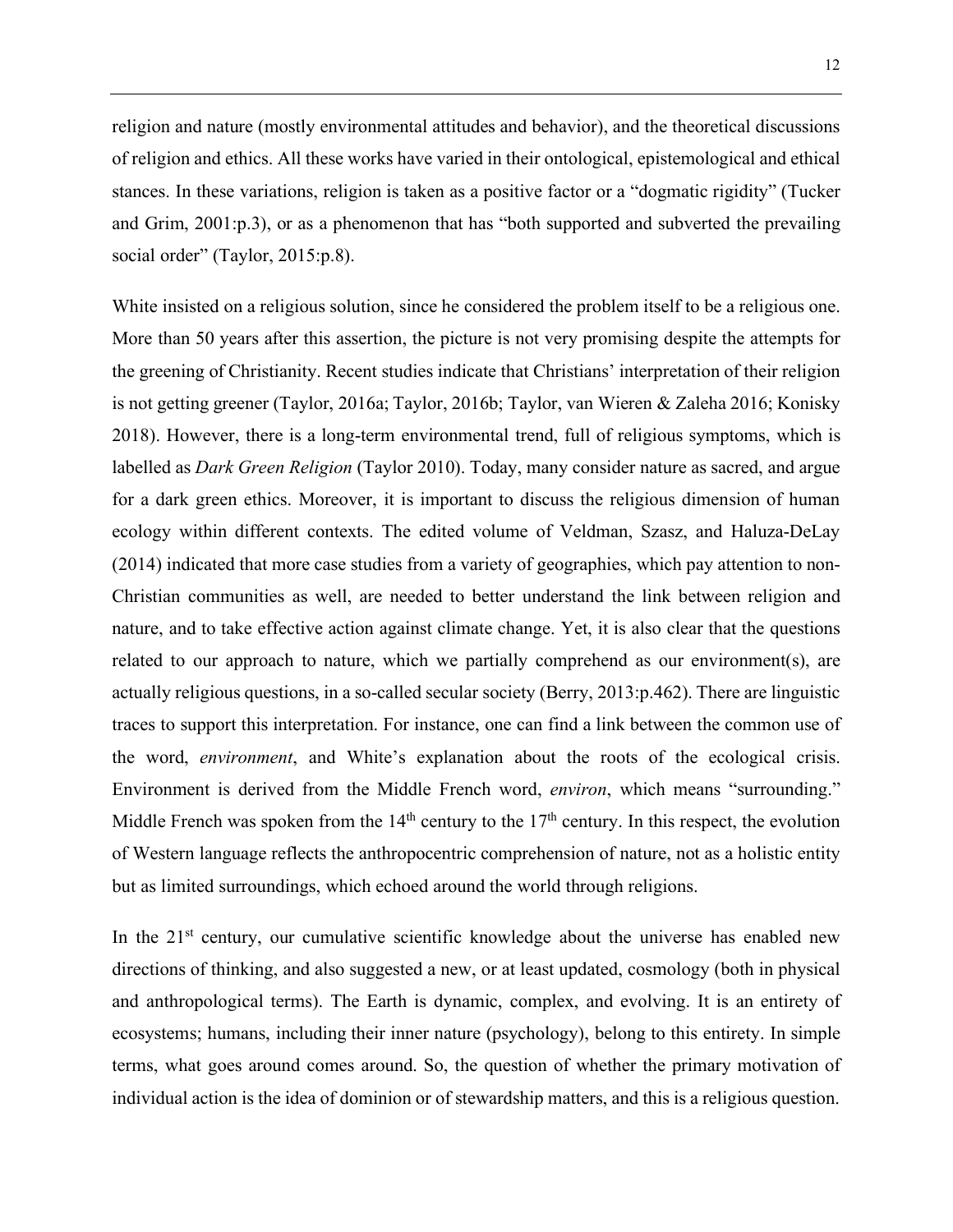religion and nature (mostly environmental attitudes and behavior), and the theoretical discussions of religion and ethics. All these works have varied in their ontological, epistemological and ethical stances. In these variations, religion is taken as a positive factor or a "dogmatic rigidity" (Tucker and Grim, 2001:p.3), or as a phenomenon that has "both supported and subverted the prevailing social order" (Taylor, 2015:p.8).

White insisted on a religious solution, since he considered the problem itself to be a religious one. More than 50 years after this assertion, the picture is not very promising despite the attempts for the greening of Christianity. Recent studies indicate that Christians' interpretation of their religion is not getting greener (Taylor, 2016a; Taylor, 2016b; Taylor, van Wieren & Zaleha 2016; Konisky 2018). However, there is a long-term environmental trend, full of religious symptoms, which is labelled as *Dark Green Religion* (Taylor 2010). Today, many consider nature as sacred, and argue for a dark green ethics. Moreover, it is important to discuss the religious dimension of human ecology within different contexts. The edited volume of Veldman, Szasz, and Haluza-DeLay (2014) indicated that more case studies from a variety of geographies, which pay attention to non-Christian communities as well, are needed to better understand the link between religion and nature, and to take effective action against climate change. Yet, it is also clear that the questions related to our approach to nature, which we partially comprehend as our environment(s), are actually religious questions, in a so-called secular society (Berry, 2013:p.462). There are linguistic traces to support this interpretation. For instance, one can find a link between the common use of the word, *environment*, and White's explanation about the roots of the ecological crisis. Environment is derived from the Middle French word, *environ*, which means "surrounding." Middle French was spoken from the 14th century to the 17th century. In this respect, the evolution of Western language reflects the anthropocentric comprehension of nature, not as a holistic entity but as limited surroundings, which echoed around the world through religions.

In the 21st century, our cumulative scientific knowledge about the universe has enabled new directions of thinking, and also suggested a new, or at least updated, cosmology (both in physical and anthropological terms). The Earth is dynamic, complex, and evolving. It is an entirety of ecosystems; humans, including their inner nature (psychology), belong to this entirety. In simple terms, what goes around comes around. So, the question of whether the primary motivation of individual action is the idea of dominion or of stewardship matters, and this is a religious question.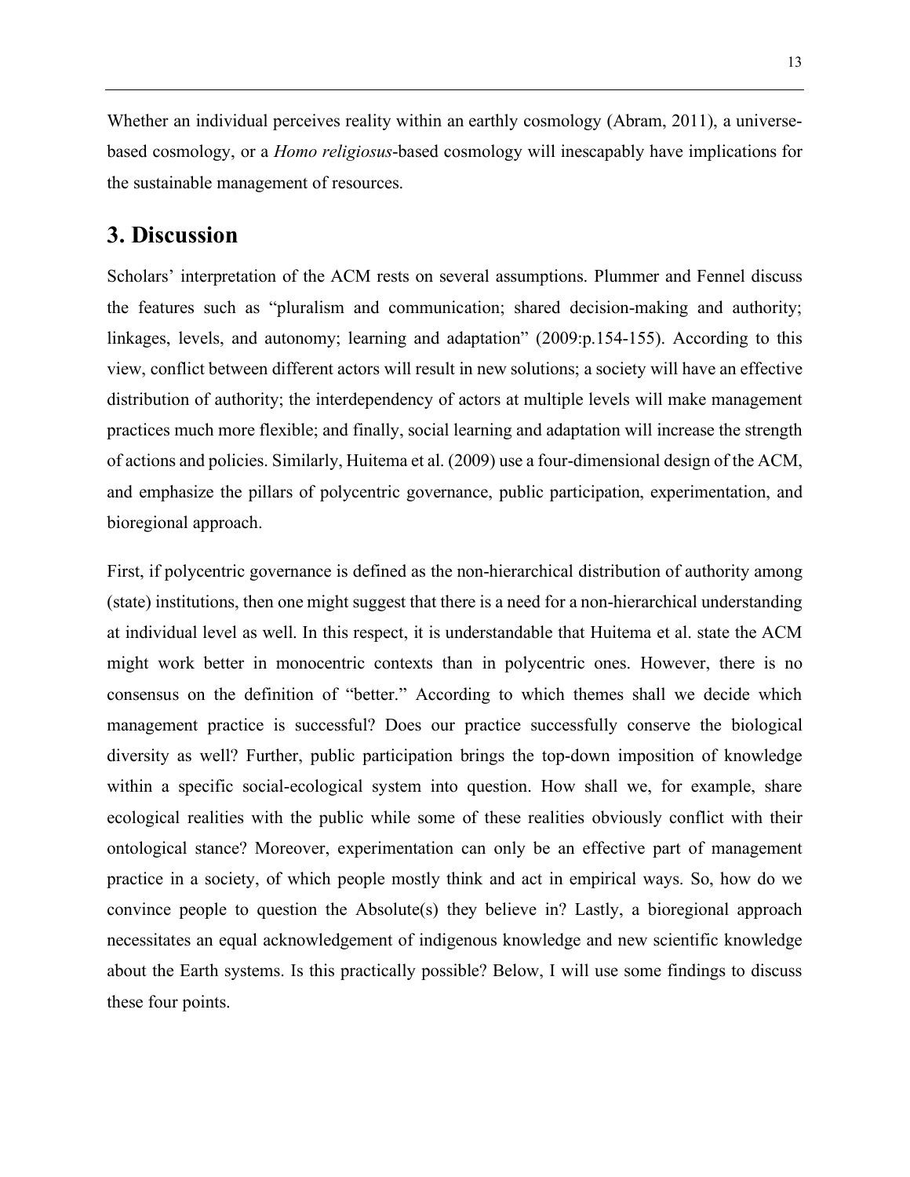Whether an individual perceives reality within an earthly cosmology (Abram, 2011), a universe-based cosmology, or a *Homo religiosus*-based cosmology will inescapably have implications for the sustainable management of resources.

## 3. Discussion

Scholars' interpretation of the ACM rests on several assumptions. Plummer and Fennel discuss the features such as "pluralism and communication; shared decision-making and authority; linkages, levels, and autonomy; learning and adaptation" (2009:p.154-155). According to this view, conflict between different actors will result in new solutions; a society will have an effective distribution of authority; the interdependency of actors at multiple levels will make management practices much more flexible; and finally, social learning and adaptation will increase the strength of actions and policies. Similarly, Huitema et al. (2009) use a four-dimensional design of the ACM, and emphasize the pillars of polycentric governance, public participation, experimentation, and bioregional approach.

First, if polycentric governance is defined as the non-hierarchical distribution of authority among (state) institutions, then one might suggest that there is a need for a non-hierarchical understanding at individual level as well. In this respect, it is understandable that Huitema et al. state the ACM might work better in monocentric contexts than in polycentric ones. However, there is no consensus on the definition of "better." According to which themes shall we decide which management practice is successful? Does our practice successfully conserve the biological diversity as well? Further, public participation brings the top-down imposition of knowledge within a specific social-ecological system into question. How shall we, for example, share ecological realities with the public while some of these realities obviously conflict with their ontological stance? Moreover, experimentation can only be an effective part of management practice in a society, of which people mostly think and act in empirical ways. So, how do we convince people to question the Absolute(s) they believe in? Lastly, a bioregional approach necessitates an equal acknowledgement of indigenous knowledge and new scientific knowledge about the Earth systems. Is this practically possible? Below, I will use some findings to discuss these four points.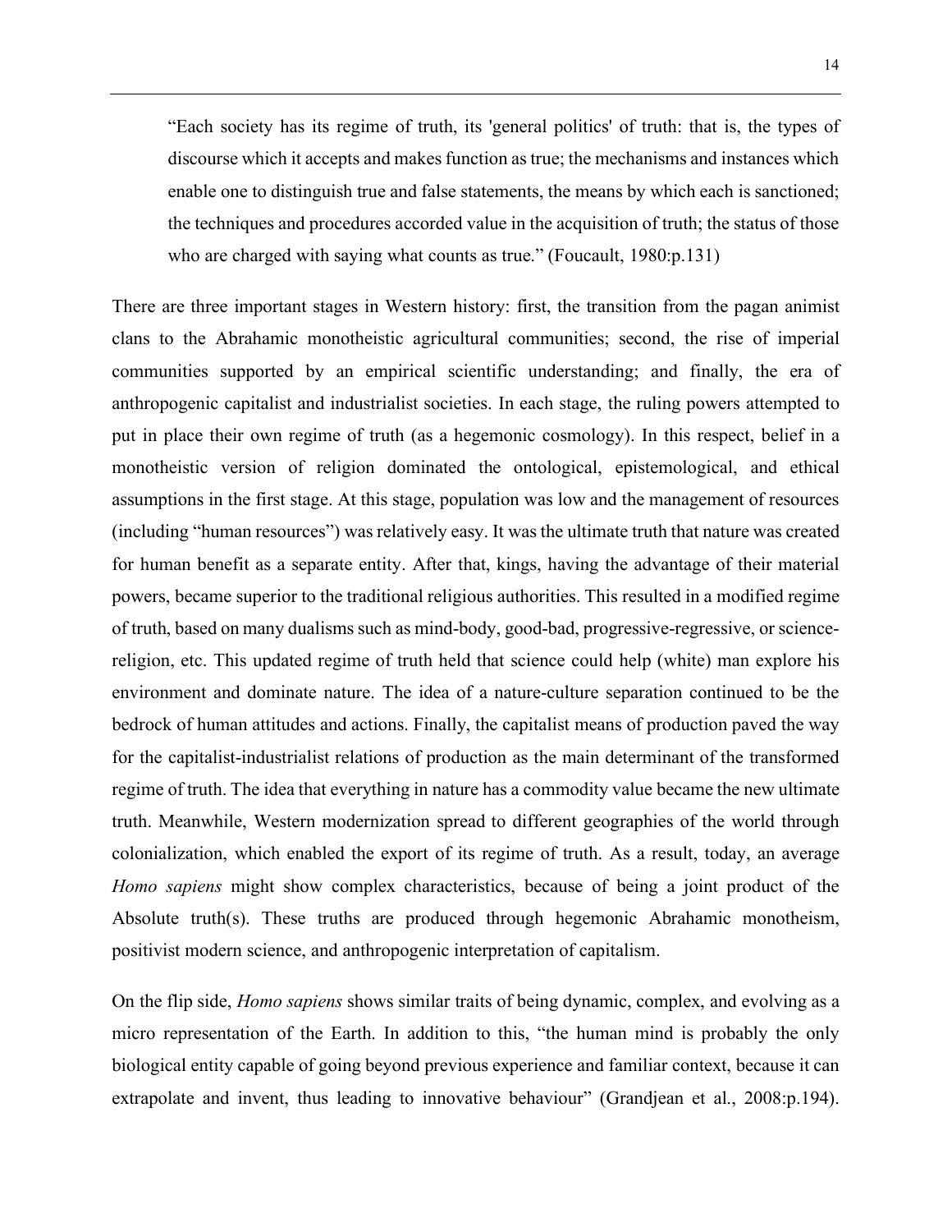> "Each society has its regime of truth, its 'general politics' of truth: that is, the types of discourse which it accepts and makes function as true; the mechanisms and instances which enable one to distinguish true and false statements, the means by which each is sanctioned; the techniques and procedures accorded value in the acquisition of truth; the status of those who are charged with saying what counts as true." (Foucault, 1980:p.131)

There are three important stages in Western history: first, the transition from the pagan animist clans to the Abrahamic monotheistic agricultural communities; second, the rise of imperial communities supported by an empirical scientific understanding; and finally, the era of anthropogenic capitalist and industrialist societies. In each stage, the ruling powers attempted to put in place their own regime of truth (as a hegemonic cosmology). In this respect, belief in a monotheistic version of religion dominated the ontological, epistemological, and ethical assumptions in the first stage. At this stage, population was low and the management of resources (including "human resources") was relatively easy. It was the ultimate truth that nature was created for human benefit as a separate entity. After that, kings, having the advantage of their material powers, became superior to the traditional religious authorities. This resulted in a modified regime of truth, based on many dualisms such as mind-body, good-bad, progressive-regressive, or science-religion, etc. This updated regime of truth held that science could help (white) man explore his environment and dominate nature. The idea of a nature-culture separation continued to be the bedrock of human attitudes and actions. Finally, the capitalist means of production paved the way for the capitalist-industrialist relations of production as the main determinant of the transformed regime of truth. The idea that everything in nature has a commodity value became the new ultimate truth. Meanwhile, Western modernization spread to different geographies of the world through colonialization, which enabled the export of its regime of truth. As a result, today, an average *Homo sapiens* might show complex characteristics, because of being a joint product of the Absolute truth(s). These truths are produced through hegemonic Abrahamic monotheism, positivist modern science, and anthropogenic interpretation of capitalism.

On the flip side, *Homo sapiens* shows similar traits of being dynamic, complex, and evolving as a micro representation of the Earth. In addition to this, "the human mind is probably the only biological entity capable of going beyond previous experience and familiar context, because it can extrapolate and invent, thus leading to innovative behaviour" (Grandjean et al., 2008:p.194).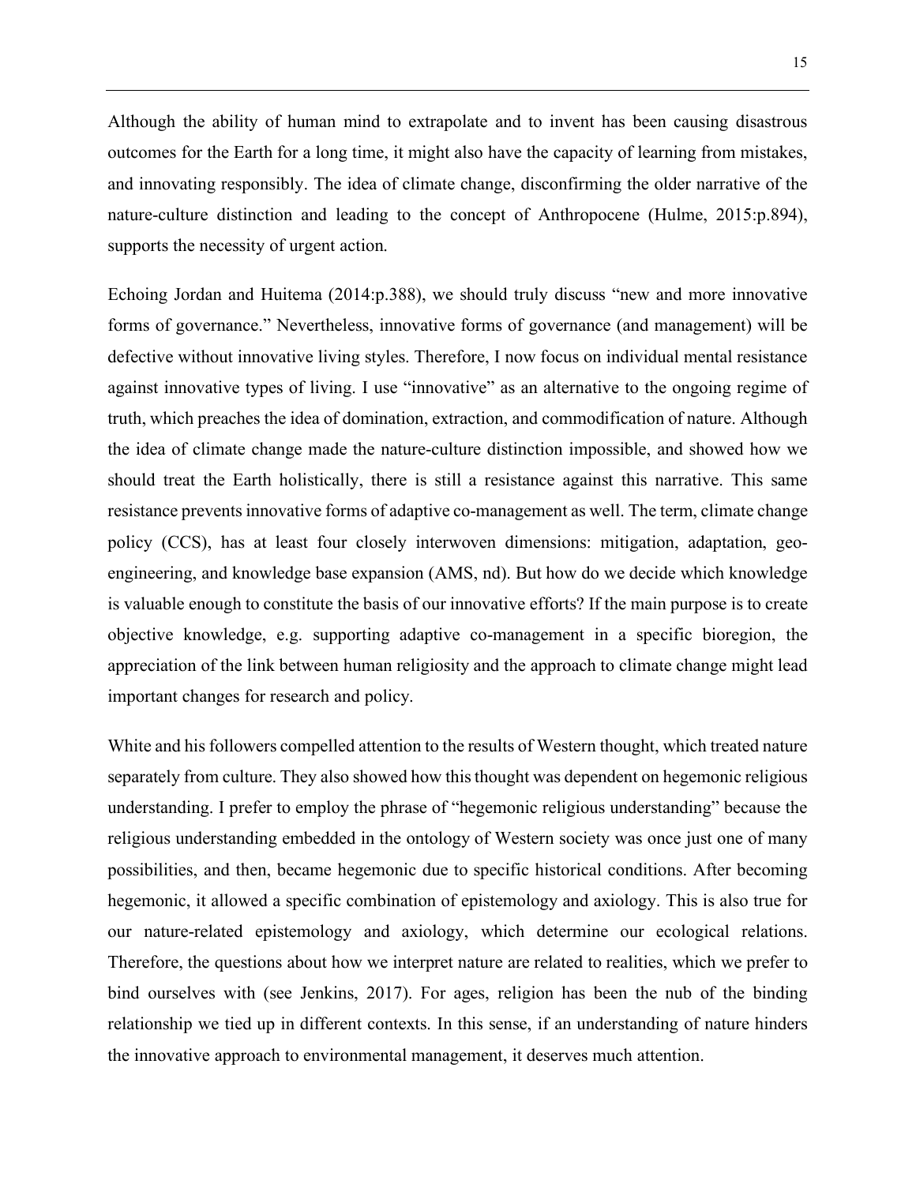Although the ability of human mind to extrapolate and to invent has been causing disastrous outcomes for the Earth for a long time, it might also have the capacity of learning from mistakes, and innovating responsibly. The idea of climate change, disconfirming the older narrative of the nature-culture distinction and leading to the concept of Anthropocene (Hulme, 2015:p.894), supports the necessity of urgent action.

Echoing Jordan and Huitema (2014:p.388), we should truly discuss "new and more innovative forms of governance." Nevertheless, innovative forms of governance (and management) will be defective without innovative living styles. Therefore, I now focus on individual mental resistance against innovative types of living. I use "innovative" as an alternative to the ongoing regime of truth, which preaches the idea of domination, extraction, and commodification of nature. Although the idea of climate change made the nature-culture distinction impossible, and showed how we should treat the Earth holistically, there is still a resistance against this narrative. This same resistance prevents innovative forms of adaptive co-management as well. The term, climate change policy (CCS), has at least four closely interwoven dimensions: mitigation, adaptation, geo-engineering, and knowledge base expansion (AMS, nd). But how do we decide which knowledge is valuable enough to constitute the basis of our innovative efforts? If the main purpose is to create objective knowledge, e.g. supporting adaptive co-management in a specific bioregion, the appreciation of the link between human religiosity and the approach to climate change might lead important changes for research and policy.

White and his followers compelled attention to the results of Western thought, which treated nature separately from culture. They also showed how this thought was dependent on hegemonic religious understanding. I prefer to employ the phrase of "hegemonic religious understanding" because the religious understanding embedded in the ontology of Western society was once just one of many possibilities, and then, became hegemonic due to specific historical conditions. After becoming hegemonic, it allowed a specific combination of epistemology and axiology. This is also true for our nature-related epistemology and axiology, which determine our ecological relations. Therefore, the questions about how we interpret nature are related to realities, which we prefer to bind ourselves with (see Jenkins, 2017). For ages, religion has been the nub of the binding relationship we tied up in different contexts. In this sense, if an understanding of nature hinders the innovative approach to environmental management, it deserves much attention.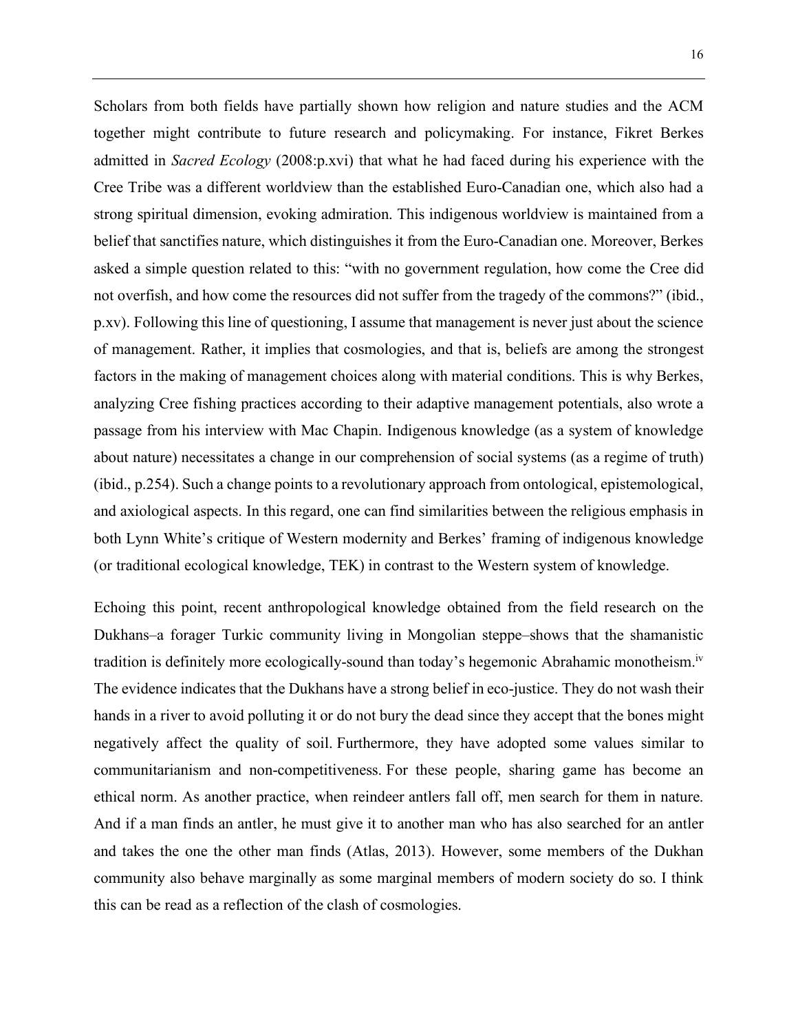Scholars from both fields have partially shown how religion and nature studies and the ACM together might contribute to future research and policymaking. For instance, Fikret Berkes admitted in *Sacred Ecology* (2008:p.xvi) that what he had faced during his experience with the Cree Tribe was a different worldview than the established Euro-Canadian one, which also had a strong spiritual dimension, evoking admiration. This indigenous worldview is maintained from a belief that sanctifies nature, which distinguishes it from the Euro-Canadian one. Moreover, Berkes asked a simple question related to this: "with no government regulation, how come the Cree did not overfish, and how come the resources did not suffer from the tragedy of the commons?" (ibid., p.xv). Following this line of questioning, I assume that management is never just about the science of management. Rather, it implies that cosmologies, and that is, beliefs are among the strongest factors in the making of management choices along with material conditions. This is why Berkes, analyzing Cree fishing practices according to their adaptive management potentials, also wrote a passage from his interview with Mac Chapin. Indigenous knowledge (as a system of knowledge about nature) necessitates a change in our comprehension of social systems (as a regime of truth) (ibid., p.254). Such a change points to a revolutionary approach from ontological, epistemological, and axiological aspects. In this regard, one can find similarities between the religious emphasis in both Lynn White's critique of Western modernity and Berkes' framing of indigenous knowledge (or traditional ecological knowledge, TEK) in contrast to the Western system of knowledge.

Echoing this point, recent anthropological knowledge obtained from the field research on the Dukhans–a forager Turkic community living in Mongolian steppe–shows that the shamanistic tradition is definitely more ecologically-sound than today's hegemonic Abrahamic monotheism.[iv] The evidence indicates that the Dukhans have a strong belief in eco-justice. They do not wash their hands in a river to avoid polluting it or do not bury the dead since they accept that the bones might negatively affect the quality of soil. Furthermore, they have adopted some values similar to communitarianism and non-competitiveness. For these people, sharing game has become an ethical norm. As another practice, when reindeer antlers fall off, men search for them in nature. And if a man finds an antler, he must give it to another man who has also searched for an antler and takes the one the other man finds (Atlas, 2013). However, some members of the Dukhan community also behave marginally as some marginal members of modern society do so. I think this can be read as a reflection of the clash of cosmologies.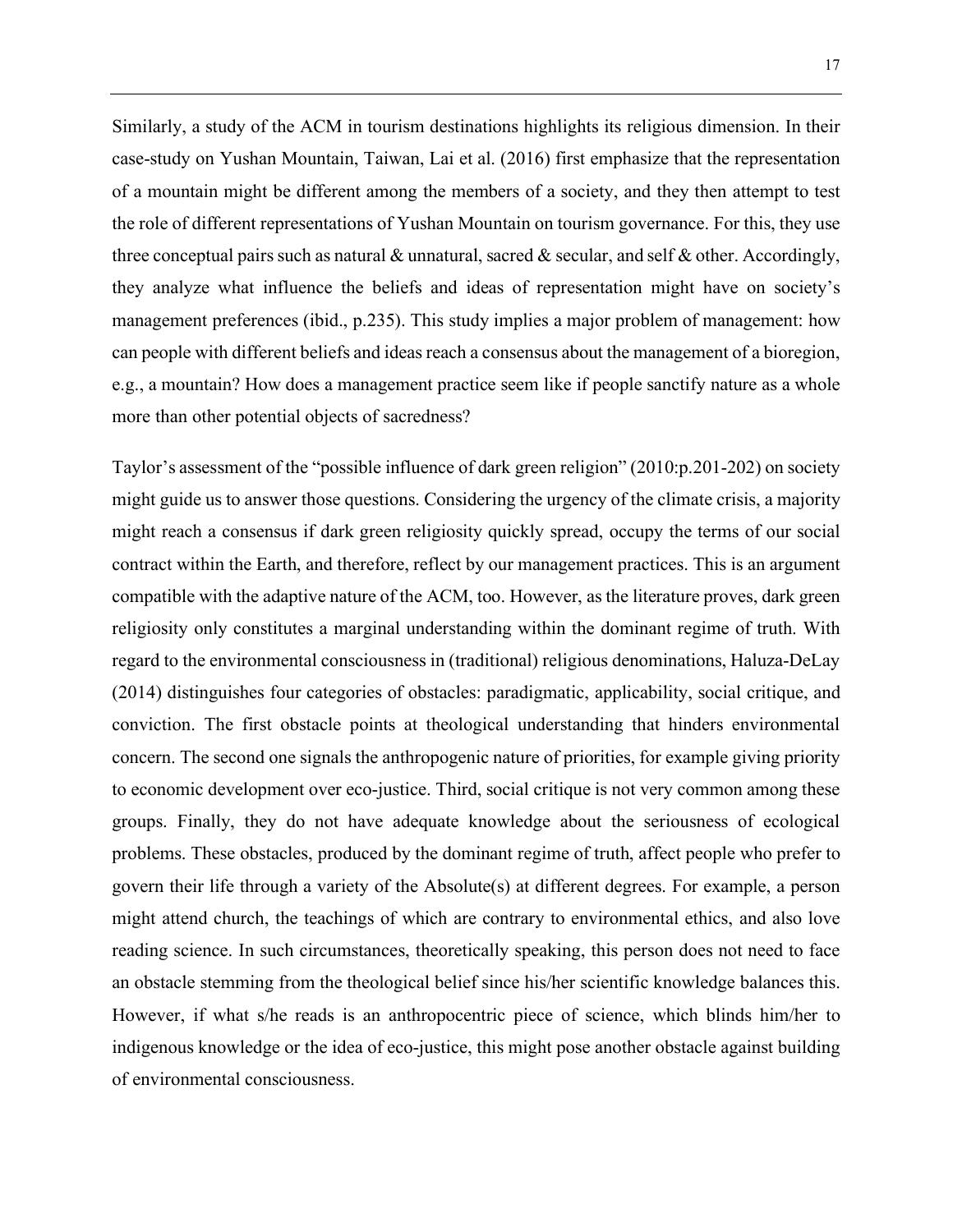Similarly, a study of the ACM in tourism destinations highlights its religious dimension. In their case-study on Yushan Mountain, Taiwan, Lai et al. (2016) first emphasize that the representation of a mountain might be different among the members of a society, and they then attempt to test the role of different representations of Yushan Mountain on tourism governance. For this, they use three conceptual pairs such as natural & unnatural, sacred & secular, and self & other. Accordingly, they analyze what influence the beliefs and ideas of representation might have on society's management preferences (ibid., p.235). This study implies a major problem of management: how can people with different beliefs and ideas reach a consensus about the management of a bioregion, e.g., a mountain? How does a management practice seem like if people sanctify nature as a whole more than other potential objects of sacredness?

Taylor's assessment of the "possible influence of dark green religion" (2010:p.201-202) on society might guide us to answer those questions. Considering the urgency of the climate crisis, a majority might reach a consensus if dark green religiosity quickly spread, occupy the terms of our social contract within the Earth, and therefore, reflect by our management practices. This is an argument compatible with the adaptive nature of the ACM, too. However, as the literature proves, dark green religiosity only constitutes a marginal understanding within the dominant regime of truth. With regard to the environmental consciousness in (traditional) religious denominations, Haluza-DeLay (2014) distinguishes four categories of obstacles: paradigmatic, applicability, social critique, and conviction. The first obstacle points at theological understanding that hinders environmental concern. The second one signals the anthropogenic nature of priorities, for example giving priority to economic development over eco-justice. Third, social critique is not very common among these groups. Finally, they do not have adequate knowledge about the seriousness of ecological problems. These obstacles, produced by the dominant regime of truth, affect people who prefer to govern their life through a variety of the Absolute(s) at different degrees. For example, a person might attend church, the teachings of which are contrary to environmental ethics, and also love reading science. In such circumstances, theoretically speaking, this person does not need to face an obstacle stemming from the theological belief since his/her scientific knowledge balances this. However, if what s/he reads is an anthropocentric piece of science, which blinds him/her to indigenous knowledge or the idea of eco-justice, this might pose another obstacle against building of environmental consciousness.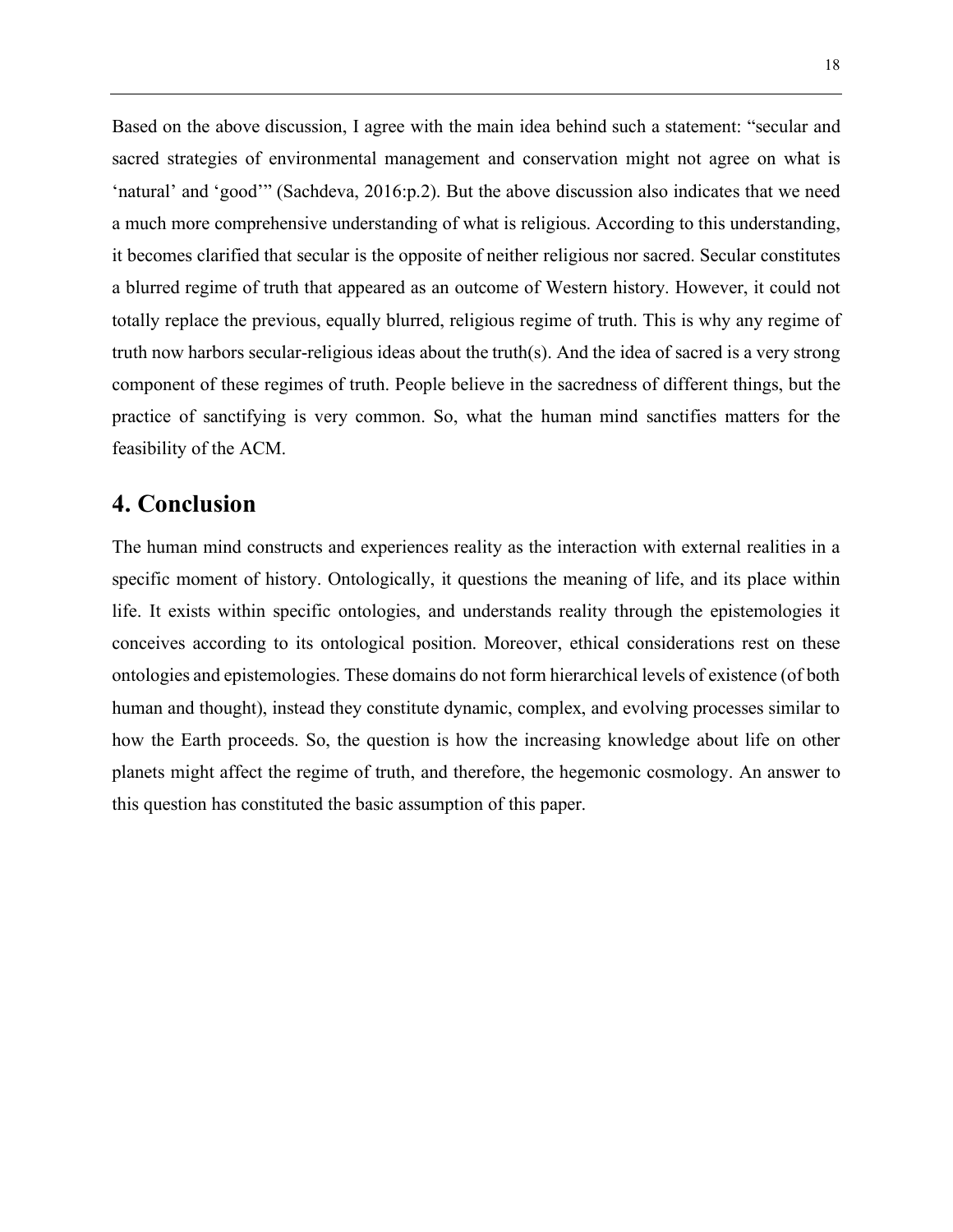Based on the above discussion, I agree with the main idea behind such a statement: "secular and sacred strategies of environmental management and conservation might not agree on what is 'natural' and 'good'" (Sachdeva, 2016:p.2). But the above discussion also indicates that we need a much more comprehensive understanding of what is religious. According to this understanding, it becomes clarified that secular is the opposite of neither religious nor sacred. Secular constitutes a blurred regime of truth that appeared as an outcome of Western history. However, it could not totally replace the previous, equally blurred, religious regime of truth. This is why any regime of truth now harbors secular-religious ideas about the truth(s). And the idea of sacred is a very strong component of these regimes of truth. People believe in the sacredness of different things, but the practice of sanctifying is very common. So, what the human mind sanctifies matters for the feasibility of the ACM.

## 4. Conclusion

The human mind constructs and experiences reality as the interaction with external realities in a specific moment of history. Ontologically, it questions the meaning of life, and its place within life. It exists within specific ontologies, and understands reality through the epistemologies it conceives according to its ontological position. Moreover, ethical considerations rest on these ontologies and epistemologies. These domains do not form hierarchical levels of existence (of both human and thought), instead they constitute dynamic, complex, and evolving processes similar to how the Earth proceeds. So, the question is how the increasing knowledge about life on other planets might affect the regime of truth, and therefore, the hegemonic cosmology. An answer to this question has constituted the basic assumption of this paper.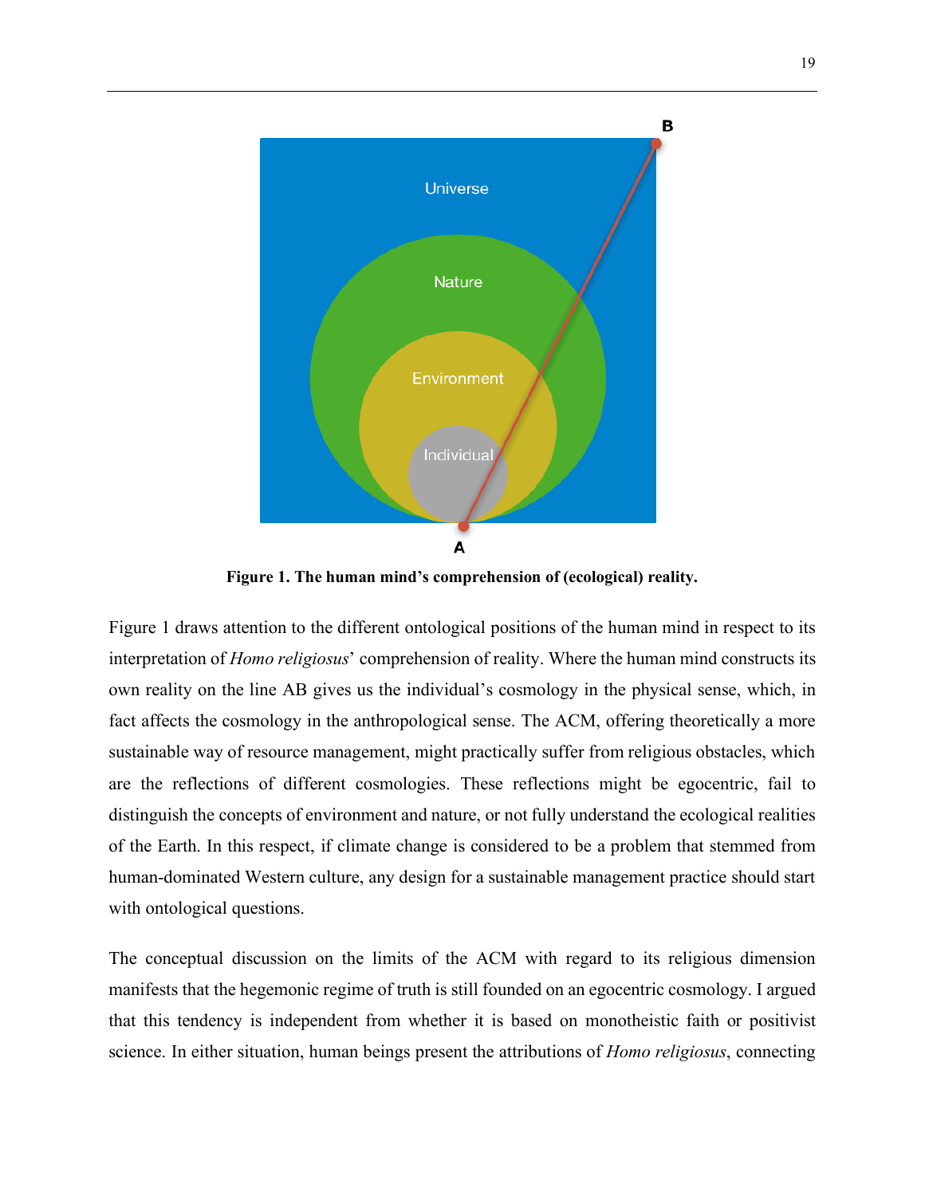B

Universe

Nature

Environment

Individual

A

**Figure 1. The human mind's comprehension of (ecological) reality.**

Figure 1 draws attention to the different ontological positions of the human mind in respect to its interpretation of *Homo religiosus*' comprehension of reality. Where the human mind constructs its own reality on the line AB gives us the individual's cosmology in the physical sense, which, in fact affects the cosmology in the anthropological sense. The ACM, offering theoretically a more sustainable way of resource management, might practically suffer from religious obstacles, which are the reflections of different cosmologies. These reflections might be egocentric, fail to distinguish the concepts of environment and nature, or not fully understand the ecological realities of the Earth. In this respect, if climate change is considered to be a problem that stemmed from human-dominated Western culture, any design for a sustainable management practice should start with ontological questions.

The conceptual discussion on the limits of the ACM with regard to its religious dimension manifests that the hegemonic regime of truth is still founded on an egocentric cosmology. I argued that this tendency is independent from whether it is based on monotheistic faith or positivist science. In either situation, human beings present the attributions of *Homo religiosus*, connecting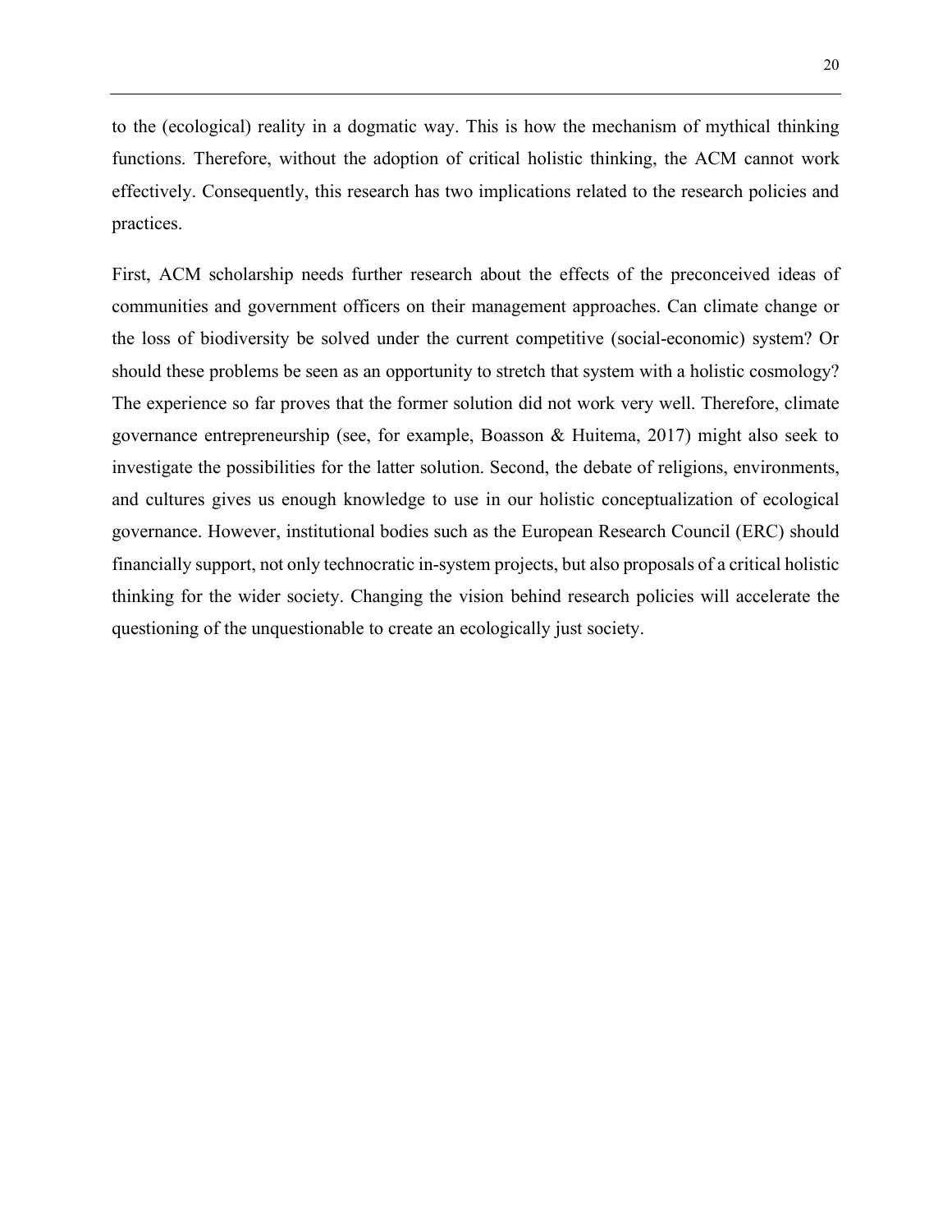to the (ecological) reality in a dogmatic way. This is how the mechanism of mythical thinking functions. Therefore, without the adoption of critical holistic thinking, the ACM cannot work effectively. Consequently, this research has two implications related to the research policies and practices.

First, ACM scholarship needs further research about the effects of the preconceived ideas of communities and government officers on their management approaches. Can climate change or the loss of biodiversity be solved under the current competitive (social-economic) system? Or should these problems be seen as an opportunity to stretch that system with a holistic cosmology? The experience so far proves that the former solution did not work very well. Therefore, climate governance entrepreneurship (see, for example, Boasson & Huitema, 2017) might also seek to investigate the possibilities for the latter solution. Second, the debate of religions, environments, and cultures gives us enough knowledge to use in our holistic conceptualization of ecological governance. However, institutional bodies such as the European Research Council (ERC) should financially support, not only technocratic in-system projects, but also proposals of a critical holistic thinking for the wider society. Changing the vision behind research policies will accelerate the questioning of the unquestionable to create an ecologically just society.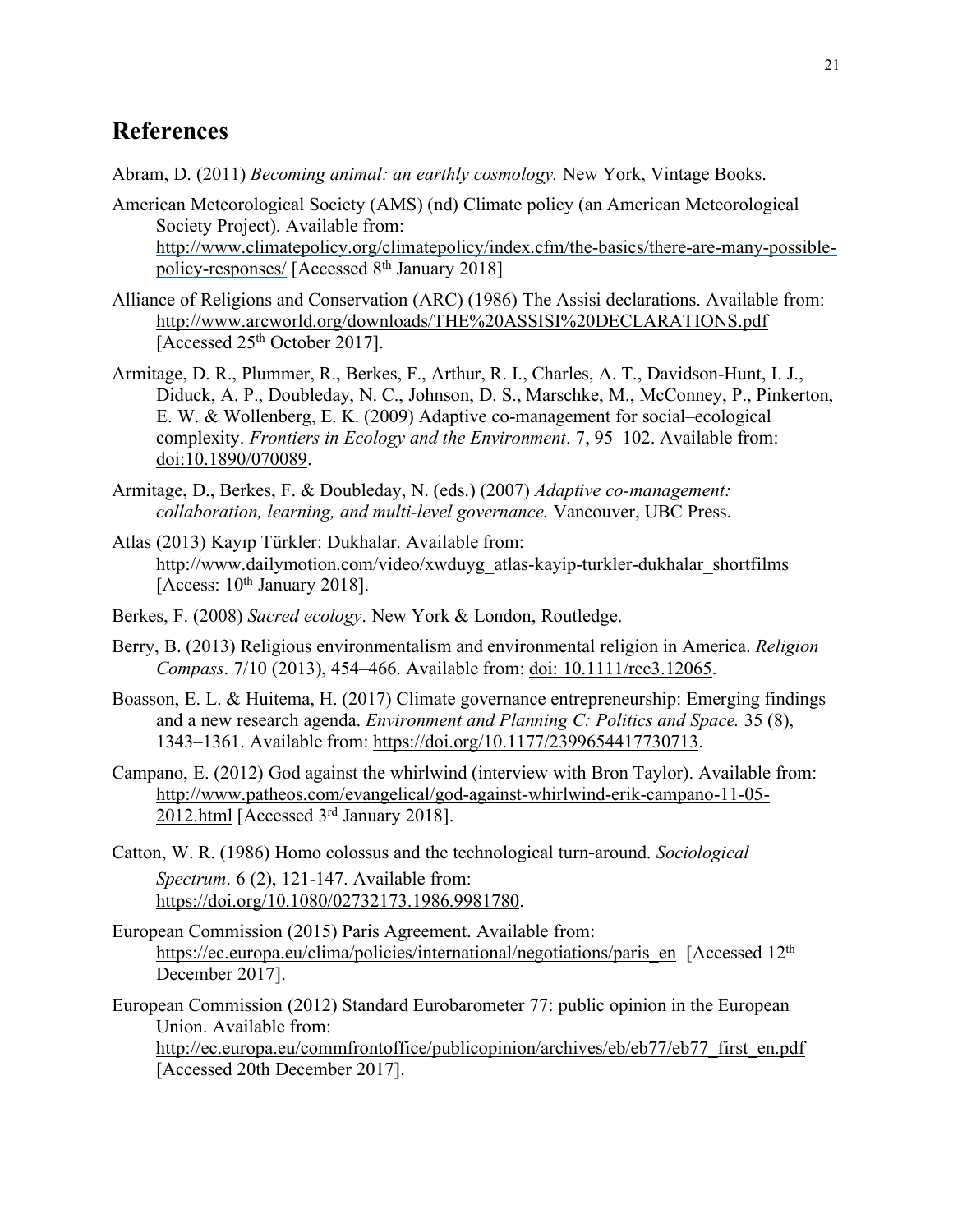## References

Abram, D. (2011) *Becoming animal: an earthly cosmology.* New York, Vintage Books.

American Meteorological Society (AMS) (nd) Climate policy (an American Meteorological Society Project). Available from: http://www.climatepolicy.org/climatepolicy/index.cfm/the-basics/there-are-many-possible-policy-responses/ [Accessed 8th January 2018]

Alliance of Religions and Conservation (ARC) (1986) The Assisi declarations. Available from: http://www.arcworld.org/downloads/THE%20ASSISI%20DECLARATIONS.pdf [Accessed 25th October 2017].

Armitage, D. R., Plummer, R., Berkes, F., Arthur, R. I., Charles, A. T., Davidson-Hunt, I. J., Diduck, A. P., Doubleday, N. C., Johnson, D. S., Marschke, M., McConney, P., Pinkerton, E. W. & Wollenberg, E. K. (2009) Adaptive co-management for social–ecological complexity. *Frontiers in Ecology and the Environment*. 7, 95–102. Available from: doi:10.1890/070089.

Armitage, D., Berkes, F. & Doubleday, N. (eds.) (2007) *Adaptive co-management: collaboration, learning, and multi-level governance.* Vancouver, UBC Press.

Atlas (2013) Kayıp Türkler: Dukhalar. Available from: http://www.dailymotion.com/video/xwduyg_atlas-kayip-turkler-dukhalar_shortfilms [Access: 10th January 2018].

Berkes, F. (2008) *Sacred ecology*. New York & London, Routledge.

Berry, B. (2013) Religious environmentalism and environmental religion in America. *Religion Compass*. 7/10 (2013), 454–466. Available from: doi: 10.1111/rec3.12065.

Boasson, E. L. & Huitema, H. (2017) Climate governance entrepreneurship: Emerging findings and a new research agenda. *Environment and Planning C: Politics and Space.* 35 (8), 1343–1361. Available from: https://doi.org/10.1177/2399654417730713.

Campano, E. (2012) God against the whirlwind (interview with Bron Taylor). Available from: http://www.patheos.com/evangelical/god-against-whirlwind-erik-campano-11-05-2012.html [Accessed 3rd January 2018].

Catton, W. R. (1986) Homo colossus and the technological turn-around. *Sociological Spectrum*. 6 (2), 121-147. Available from: https://doi.org/10.1080/02732173.1986.9981780.

European Commission (2015) Paris Agreement. Available from: https://ec.europa.eu/clima/policies/international/negotiations/paris_en [Accessed 12th December 2017].

European Commission (2012) Standard Eurobarometer 77: public opinion in the European Union. Available from: http://ec.europa.eu/commfrontoffice/publicopinion/archives/eb/eb77/eb77_first_en.pdf [Accessed 20th December 2017].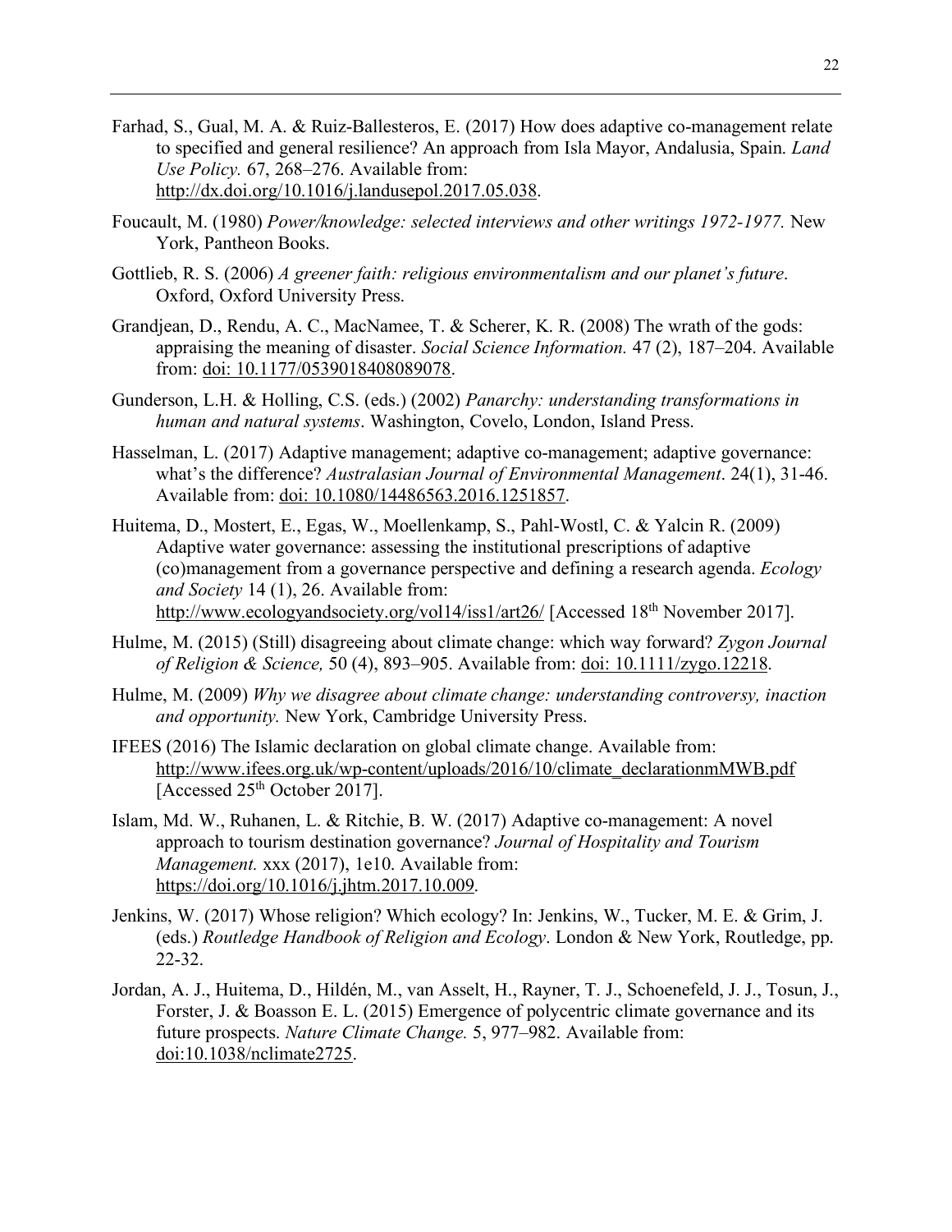Farhad, S., Gual, M. A. & Ruiz-Ballesteros, E. (2017) How does adaptive co-management relate to specified and general resilience? An approach from Isla Mayor, Andalusia, Spain. *Land Use Policy.* 67, 268–276. Available from: http://dx.doi.org/10.1016/j.landusepol.2017.05.038.

Foucault, M. (1980) *Power/knowledge: selected interviews and other writings 1972-1977.* New York, Pantheon Books.

Gottlieb, R. S. (2006) *A greener faith: religious environmentalism and our planet's future*. Oxford, Oxford University Press.

Grandjean, D., Rendu, A. C., MacNamee, T. & Scherer, K. R. (2008) The wrath of the gods: appraising the meaning of disaster. *Social Science Information.* 47 (2), 187–204. Available from: doi: 10.1177/0539018408089078.

Gunderson, L.H. & Holling, C.S. (eds.) (2002) *Panarchy: understanding transformations in human and natural systems*. Washington, Covelo, London, Island Press.

Hasselman, L. (2017) Adaptive management; adaptive co-management; adaptive governance: what's the difference? *Australasian Journal of Environmental Management*. 24(1), 31-46. Available from: doi: 10.1080/14486563.2016.1251857.

Huitema, D., Mostert, E., Egas, W., Moellenkamp, S., Pahl-Wostl, C. & Yalcin R. (2009) Adaptive water governance: assessing the institutional prescriptions of adaptive (co)management from a governance perspective and defining a research agenda. *Ecology and Society* 14 (1), 26. Available from: http://www.ecologyandsociety.org/vol14/iss1/art26/ [Accessed 18th November 2017].

Hulme, M. (2015) (Still) disagreeing about climate change: which way forward? *Zygon Journal of Religion & Science,* 50 (4), 893–905. Available from: doi: 10.1111/zygo.12218.

Hulme, M. (2009) *Why we disagree about climate change: understanding controversy, inaction and opportunity.* New York, Cambridge University Press.

IFEES (2016) The Islamic declaration on global climate change. Available from: http://www.ifees.org.uk/wp-content/uploads/2016/10/climate_declarationmMWB.pdf [Accessed 25th October 2017].

Islam, Md. W., Ruhanen, L. & Ritchie, B. W. (2017) Adaptive co-management: A novel approach to tourism destination governance? *Journal of Hospitality and Tourism Management.* xxx (2017), 1e10. Available from: https://doi.org/10.1016/j.jhtm.2017.10.009.

Jenkins, W. (2017) Whose religion? Which ecology? In: Jenkins, W., Tucker, M. E. & Grim, J. (eds.) *Routledge Handbook of Religion and Ecology*. London & New York, Routledge, pp. 22-32.

Jordan, A. J., Huitema, D., Hildén, M., van Asselt, H., Rayner, T. J., Schoenefeld, J. J., Tosun, J., Forster, J. & Boasson E. L. (2015) Emergence of polycentric climate governance and its future prospects. *Nature Climate Change.* 5, 977–982. Available from: doi:10.1038/nclimate2725.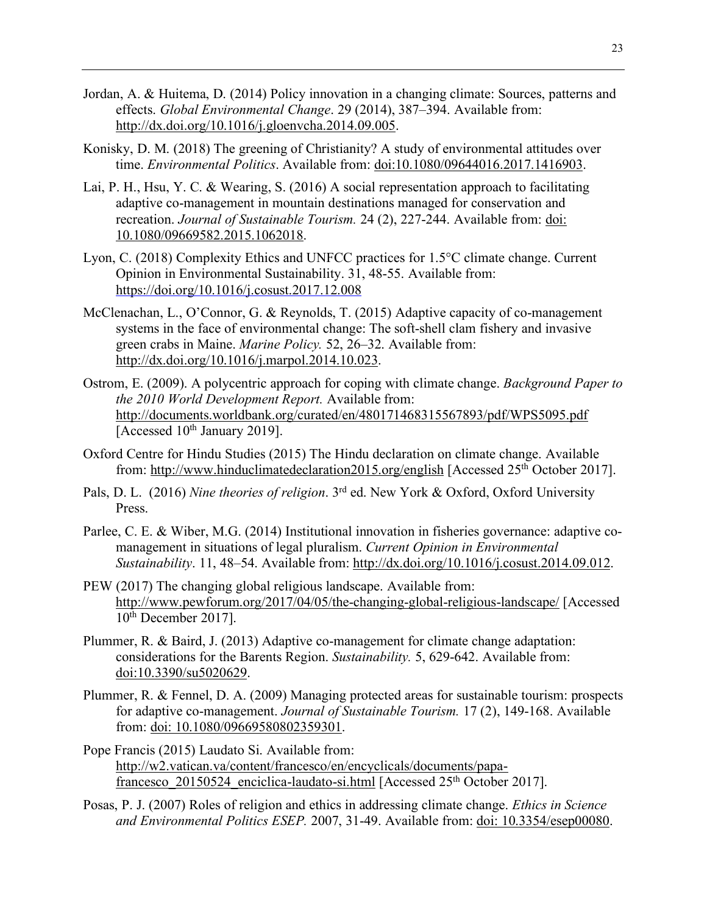Jordan, A. & Huitema, D. (2014) Policy innovation in a changing climate: Sources, patterns and effects. *Global Environmental Change*. 29 (2014), 387–394. Available from: http://dx.doi.org/10.1016/j.gloenvcha.2014.09.005.

Konisky, D. M. (2018) The greening of Christianity? A study of environmental attitudes over time. *Environmental Politics*. Available from: doi:10.1080/09644016.2017.1416903.

Lai, P. H., Hsu, Y. C. & Wearing, S. (2016) A social representation approach to facilitating adaptive co-management in mountain destinations managed for conservation and recreation. *Journal of Sustainable Tourism.* 24 (2), 227-244. Available from: doi: 10.1080/09669582.2015.1062018.

Lyon, C. (2018) Complexity Ethics and UNFCC practices for 1.5°C climate change. Current Opinion in Environmental Sustainability. 31, 48-55. Available from: https://doi.org/10.1016/j.cosust.2017.12.008

McClenachan, L., O'Connor, G. & Reynolds, T. (2015) Adaptive capacity of co-management systems in the face of environmental change: The soft-shell clam fishery and invasive green crabs in Maine. *Marine Policy.* 52, 26–32. Available from: http://dx.doi.org/10.1016/j.marpol.2014.10.023.

Ostrom, E. (2009). A polycentric approach for coping with climate change. *Background Paper to the 2010 World Development Report.* Available from: http://documents.worldbank.org/curated/en/480171468315567893/pdf/WPS5095.pdf [Accessed 10th January 2019].

Oxford Centre for Hindu Studies (2015) The Hindu declaration on climate change. Available from: http://www.hinduclimatedeclaration2015.org/english [Accessed 25th October 2017].

Pals, D. L. (2016) *Nine theories of religion*. 3rd ed. New York & Oxford, Oxford University Press.

Parlee, C. E. & Wiber, M.G. (2014) Institutional innovation in fisheries governance: adaptive co-management in situations of legal pluralism. *Current Opinion in Environmental Sustainability*. 11, 48–54. Available from: http://dx.doi.org/10.1016/j.cosust.2014.09.012.

PEW (2017) The changing global religious landscape. Available from: http://www.pewforum.org/2017/04/05/the-changing-global-religious-landscape/ [Accessed 10th December 2017].

Plummer, R. & Baird, J. (2013) Adaptive co-management for climate change adaptation: considerations for the Barents Region. *Sustainability.* 5, 629-642. Available from: doi:10.3390/su5020629.

Plummer, R. & Fennel, D. A. (2009) Managing protected areas for sustainable tourism: prospects for adaptive co-management. *Journal of Sustainable Tourism.* 17 (2), 149-168. Available from: doi: 10.1080/09669580802359301.

Pope Francis (2015) Laudato Si. Available from: http://w2.vatican.va/content/francesco/en/encyclicals/documents/papa-francesco_20150524_enciclica-laudato-si.html [Accessed 25th October 2017].

Posas, P. J. (2007) Roles of religion and ethics in addressing climate change. *Ethics in Science and Environmental Politics ESEP.* 2007, 31-49. Available from: doi: 10.3354/esep00080.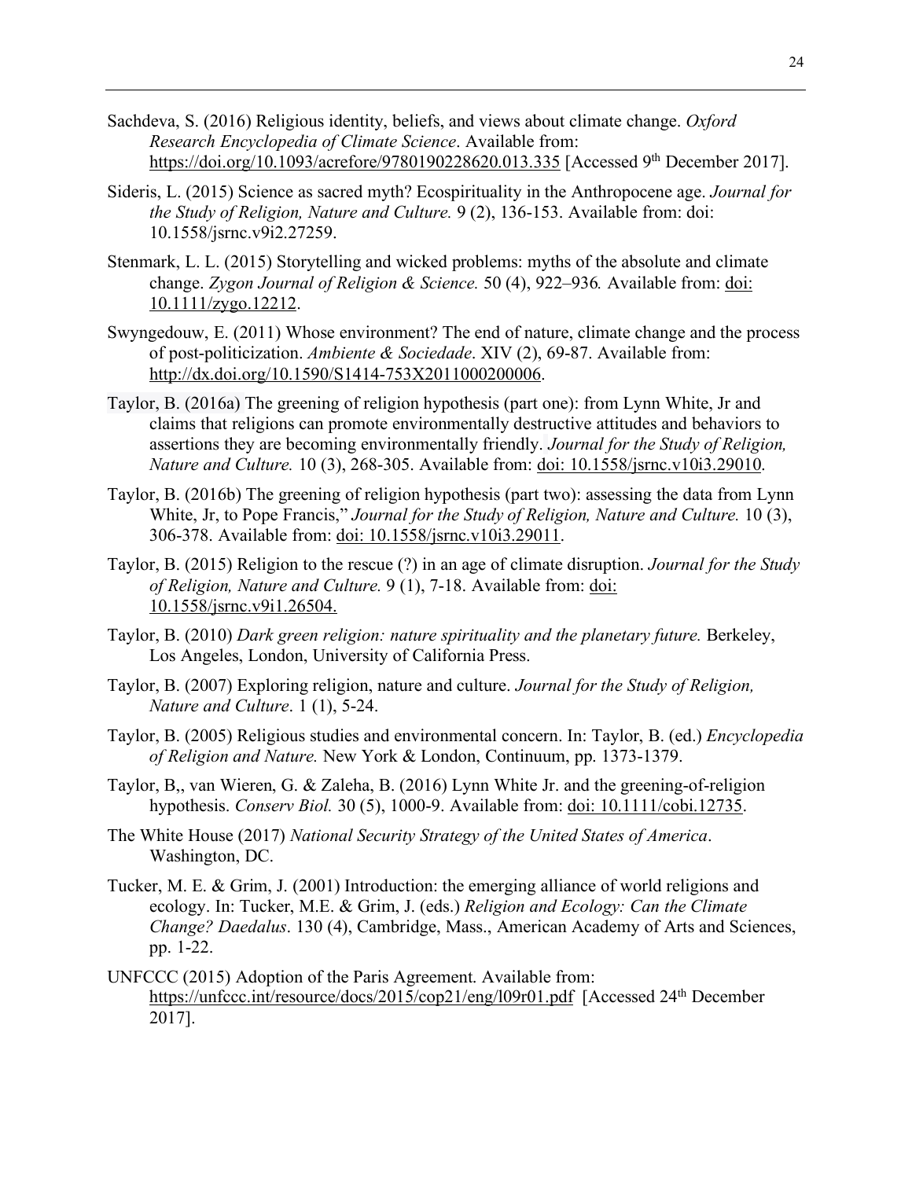Sachdeva, S. (2016) Religious identity, beliefs, and views about climate change. *Oxford Research Encyclopedia of Climate Science*. Available from: https://doi.org/10.1093/acrefore/9780190228620.013.335 [Accessed 9th December 2017].

Sideris, L. (2015) Science as sacred myth? Ecospirituality in the Anthropocene age. *Journal for the Study of Religion, Nature and Culture.* 9 (2), 136-153. Available from: doi: 10.1558/jsrnc.v9i2.27259.

Stenmark, L. L. (2015) Storytelling and wicked problems: myths of the absolute and climate change. *Zygon Journal of Religion & Science.* 50 (4), 922–936*.* Available from: doi: 10.1111/zygo.12212.

Swyngedouw, E. (2011) Whose environment? The end of nature, climate change and the process of post-politicization. *Ambiente & Sociedade*. XIV (2), 69-87. Available from: http://dx.doi.org/10.1590/S1414-753X2011000200006.

Taylor, B. (2016a) The greening of religion hypothesis (part one): from Lynn White, Jr and claims that religions can promote environmentally destructive attitudes and behaviors to assertions they are becoming environmentally friendly. *Journal for the Study of Religion, Nature and Culture.* 10 (3), 268-305. Available from: doi: 10.1558/jsrnc.v10i3.29010.

Taylor, B. (2016b) The greening of religion hypothesis (part two): assessing the data from Lynn White, Jr, to Pope Francis," *Journal for the Study of Religion, Nature and Culture.* 10 (3), 306-378. Available from: doi: 10.1558/jsrnc.v10i3.29011.

Taylor, B. (2015) Religion to the rescue (?) in an age of climate disruption. *Journal for the Study of Religion, Nature and Culture.* 9 (1), 7-18. Available from: doi: 10.1558/jsrnc.v9i1.26504.

Taylor, B. (2010) *Dark green religion: nature spirituality and the planetary future.* Berkeley, Los Angeles, London, University of California Press.

Taylor, B. (2007) Exploring religion, nature and culture. *Journal for the Study of Religion, Nature and Culture*. 1 (1), 5-24.

Taylor, B. (2005) Religious studies and environmental concern. In: Taylor, B. (ed.) *Encyclopedia of Religion and Nature.* New York & London, Continuum, pp. 1373-1379.

Taylor, B,, van Wieren, G. & Zaleha, B. (2016) Lynn White Jr. and the greening-of-religion hypothesis. *Conserv Biol.* 30 (5), 1000-9. Available from: doi: 10.1111/cobi.12735.

The White House (2017) *National Security Strategy of the United States of America*. Washington, DC.

Tucker, M. E. & Grim, J. (2001) Introduction: the emerging alliance of world religions and ecology. In: Tucker, M.E. & Grim, J. (eds.) *Religion and Ecology: Can the Climate Change? Daedalus*. 130 (4), Cambridge, Mass., American Academy of Arts and Sciences, pp. 1-22.

UNFCCC (2015) Adoption of the Paris Agreement. Available from: https://unfccc.int/resource/docs/2015/cop21/eng/l09r01.pdf [Accessed 24th December 2017].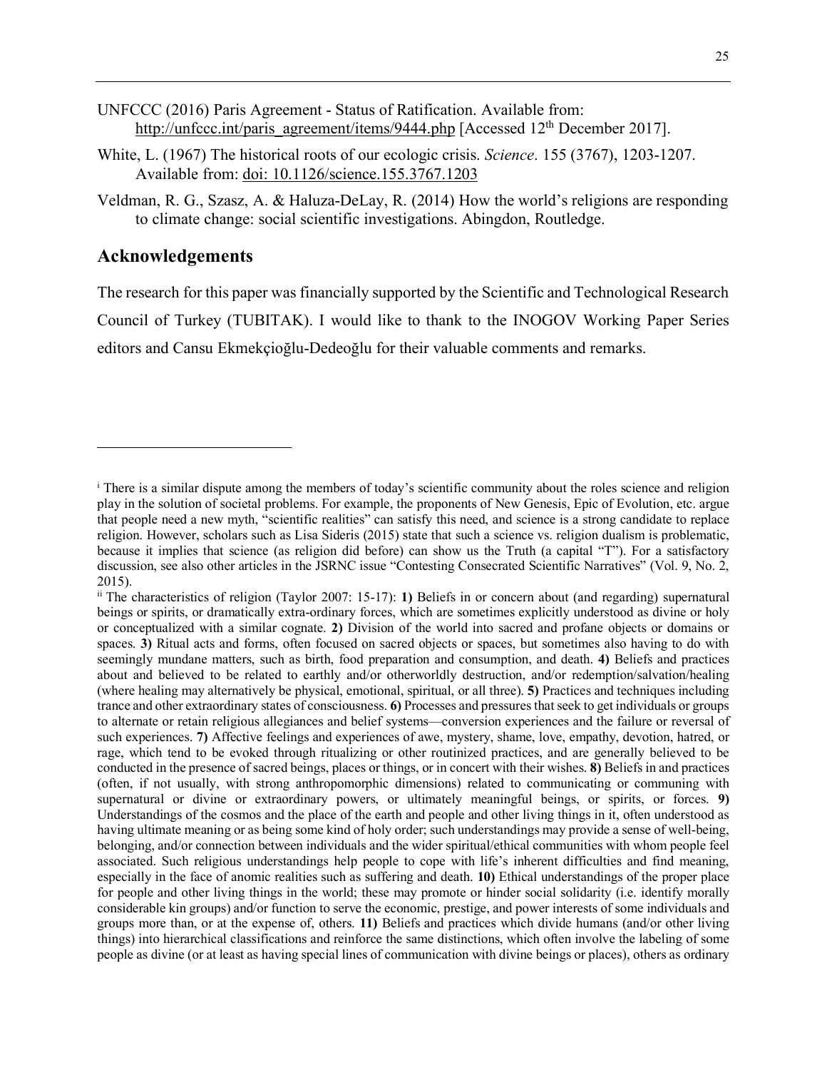UNFCCC (2016) Paris Agreement - Status of Ratification. Available from: http://unfccc.int/paris_agreement/items/9444.php [Accessed 12th December 2017].

White, L. (1967) The historical roots of our ecologic crisis. *Science*. 155 (3767), 1203-1207. Available from: doi: 10.1126/science.155.3767.1203

Veldman, R. G., Szasz, A. & Haluza-DeLay, R. (2014) How the world's religions are responding to climate change: social scientific investigations. Abingdon, Routledge.

## Acknowledgements

The research for this paper was financially supported by the Scientific and Technological Research Council of Turkey (TUBITAK). I would like to thank to the INOGOV Working Paper Series editors and Cansu Ekmekçioğlu-Dedeoğlu for their valuable comments and remarks.

---

[i] There is a similar dispute among the members of today's scientific community about the roles science and religion play in the solution of societal problems. For example, the proponents of New Genesis, Epic of Evolution, etc. argue that people need a new myth, "scientific realities" can satisfy this need, and science is a strong candidate to replace religion. However, scholars such as Lisa Sideris (2015) state that such a science vs. religion dualism is problematic, because it implies that science (as religion did before) can show us the Truth (a capital "T"). For a satisfactory discussion, see also other articles in the JSRNC issue "Contesting Consecrated Scientific Narratives" (Vol. 9, No. 2, 2015).

[ii] The characteristics of religion (Taylor 2007: 15-17): **1)** Beliefs in or concern about (and regarding) supernatural beings or spirits, or dramatically extra-ordinary forces, which are sometimes explicitly understood as divine or holy or conceptualized with a similar cognate. **2)** Division of the world into sacred and profane objects or domains or spaces. **3)** Ritual acts and forms, often focused on sacred objects or spaces, but sometimes also having to do with seemingly mundane matters, such as birth, food preparation and consumption, and death. **4)** Beliefs and practices about and believed to be related to earthly and/or otherworldly destruction, and/or redemption/salvation/healing (where healing may alternatively be physical, emotional, spiritual, or all three). **5)** Practices and techniques including trance and other extraordinary states of consciousness. **6)** Processes and pressures that seek to get individuals or groups to alternate or retain religious allegiances and belief systems—conversion experiences and the failure or reversal of such experiences. **7)** Affective feelings and experiences of awe, mystery, shame, love, empathy, devotion, hatred, or rage, which tend to be evoked through ritualizing or other routinized practices, and are generally believed to be conducted in the presence of sacred beings, places or things, or in concert with their wishes. **8)** Beliefs in and practices (often, if not usually, with strong anthropomorphic dimensions) related to communicating or communing with supernatural or divine or extraordinary powers, or ultimately meaningful beings, or spirits, or forces. **9)** Understandings of the cosmos and the place of the earth and people and other living things in it, often understood as having ultimate meaning or as being some kind of holy order; such understandings may provide a sense of well-being, belonging, and/or connection between individuals and the wider spiritual/ethical communities with whom people feel associated. Such religious understandings help people to cope with life's inherent difficulties and find meaning, especially in the face of anomic realities such as suffering and death. **10)** Ethical understandings of the proper place for people and other living things in the world; these may promote or hinder social solidarity (i.e. identify morally considerable kin groups) and/or function to serve the economic, prestige, and power interests of some individuals and groups more than, or at the expense of, others. **11)** Beliefs and practices which divide humans (and/or other living things) into hierarchical classifications and reinforce the same distinctions, which often involve the labeling of some people as divine (or at least as having special lines of communication with divine beings or places), others as ordinary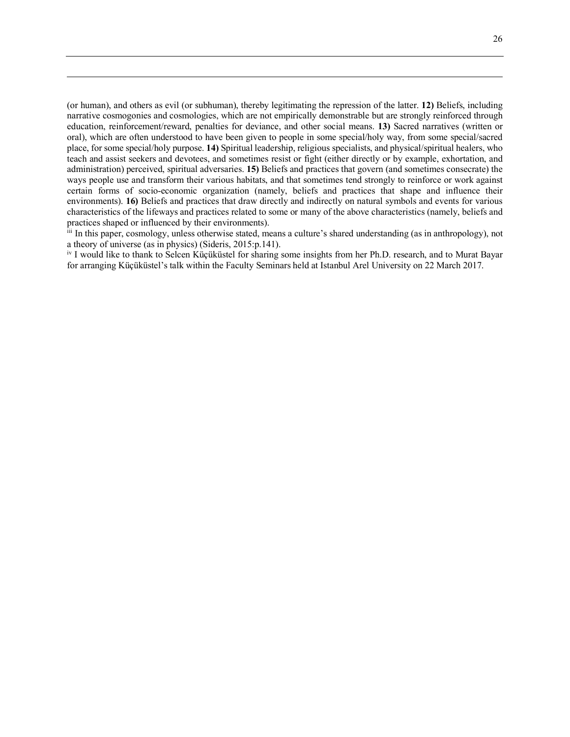(or human), and others as evil (or subhuman), thereby legitimating the repression of the latter. **12)** Beliefs, including narrative cosmogonies and cosmologies, which are not empirically demonstrable but are strongly reinforced through education, reinforcement/reward, penalties for deviance, and other social means. **13)** Sacred narratives (written or oral), which are often understood to have been given to people in some special/holy way, from some special/sacred place, for some special/holy purpose. **14)** Spiritual leadership, religious specialists, and physical/spiritual healers, who teach and assist seekers and devotees, and sometimes resist or fight (either directly or by example, exhortation, and administration) perceived, spiritual adversaries. **15)** Beliefs and practices that govern (and sometimes consecrate) the ways people use and transform their various habitats, and that sometimes tend strongly to reinforce or work against certain forms of socio-economic organization (namely, beliefs and practices that shape and influence their environments). **16)** Beliefs and practices that draw directly and indirectly on natural symbols and events for various characteristics of the lifeways and practices related to some or many of the above characteristics (namely, beliefs and practices shaped or influenced by their environments).

[iii] In this paper, cosmology, unless otherwise stated, means a culture's shared understanding (as in anthropology), not a theory of universe (as in physics) (Sideris, 2015:p.141).

[iv] I would like to thank to Selcen Küçüküstel for sharing some insights from her Ph.D. research, and to Murat Bayar for arranging Küçüküstel's talk within the Faculty Seminars held at Istanbul Arel University on 22 March 2017.